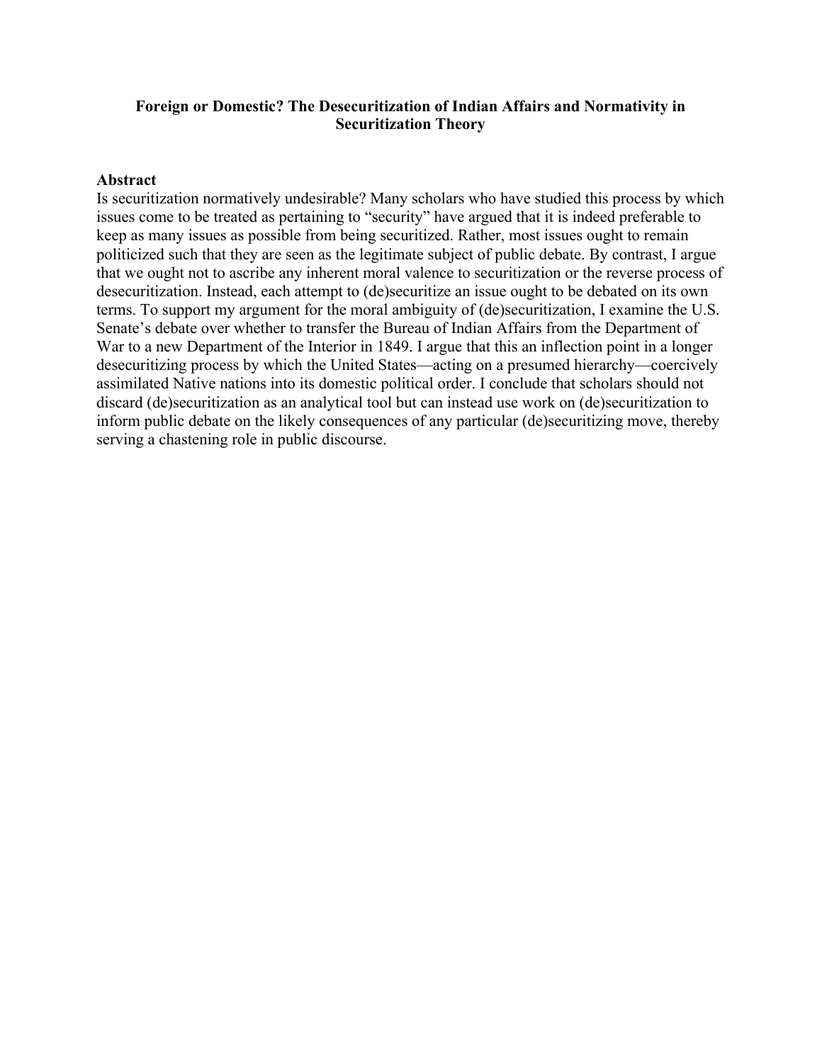**Foreign or Domestic? The Desecuritization of Indian Affairs and Normativity in Securitization Theory**

**Abstract**

Is securitization normatively undesirable? Many scholars who have studied this process by which issues come to be treated as pertaining to "security" have argued that it is indeed preferable to keep as many issues as possible from being securitized. Rather, most issues ought to remain politicized such that they are seen as the legitimate subject of public debate. By contrast, I argue that we ought not to ascribe any inherent moral valence to securitization or the reverse process of desecuritization. Instead, each attempt to (de)securitize an issue ought to be debated on its own terms. To support my argument for the moral ambiguity of (de)securitization, I examine the U.S. Senate's debate over whether to transfer the Bureau of Indian Affairs from the Department of War to a new Department of the Interior in 1849. I argue that this an inflection point in a longer desecuritizing process by which the United States—acting on a presumed hierarchy—coercively assimilated Native nations into its domestic political order. I conclude that scholars should not discard (de)securitization as an analytical tool but can instead use work on (de)securitization to inform public debate on the likely consequences of any particular (de)securitizing move, thereby serving a chastening role in public discourse.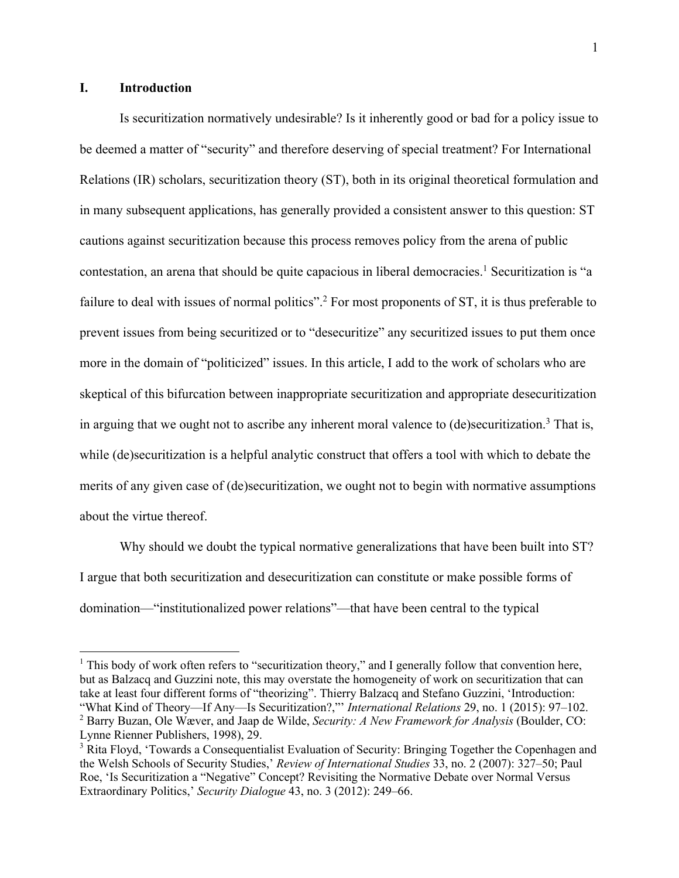## I. Introduction

Is securitization normatively undesirable? Is it inherently good or bad for a policy issue to be deemed a matter of "security" and therefore deserving of special treatment? For International Relations (IR) scholars, securitization theory (ST), both in its original theoretical formulation and in many subsequent applications, has generally provided a consistent answer to this question: ST cautions against securitization because this process removes policy from the arena of public contestation, an arena that should be quite capacious in liberal democracies.[1] Securitization is "a failure to deal with issues of normal politics".[2] For most proponents of ST, it is thus preferable to prevent issues from being securitized or to "desecuritize" any securitized issues to put them once more in the domain of "politicized" issues. In this article, I add to the work of scholars who are skeptical of this bifurcation between inappropriate securitization and appropriate desecuritization in arguing that we ought not to ascribe any inherent moral valence to (de)securitization.[3] That is, while (de)securitization is a helpful analytic construct that offers a tool with which to debate the merits of any given case of (de)securitization, we ought not to begin with normative assumptions about the virtue thereof.

Why should we doubt the typical normative generalizations that have been built into ST? I argue that both securitization and desecuritization can constitute or make possible forms of domination—"institutionalized power relations"—that have been central to the typical

---

[1] This body of work often refers to "securitization theory," and I generally follow that convention here, but as Balzacq and Guzzini note, this may overstate the homogeneity of work on securitization that can take at least four different forms of "theorizing". Thierry Balzacq and Stefano Guzzini, 'Introduction: "What Kind of Theory—If Any—Is Securitization?,"' *International Relations* 29, no. 1 (2015): 97–102.

[2] Barry Buzan, Ole Wæver, and Jaap de Wilde, *Security: A New Framework for Analysis* (Boulder, CO: Lynne Rienner Publishers, 1998), 29.

[3] Rita Floyd, 'Towards a Consequentialist Evaluation of Security: Bringing Together the Copenhagen and the Welsh Schools of Security Studies,' *Review of International Studies* 33, no. 2 (2007): 327–50; Paul Roe, 'Is Securitization a "Negative" Concept? Revisiting the Normative Debate over Normal Versus Extraordinary Politics,' *Security Dialogue* 43, no. 3 (2012): 249–66.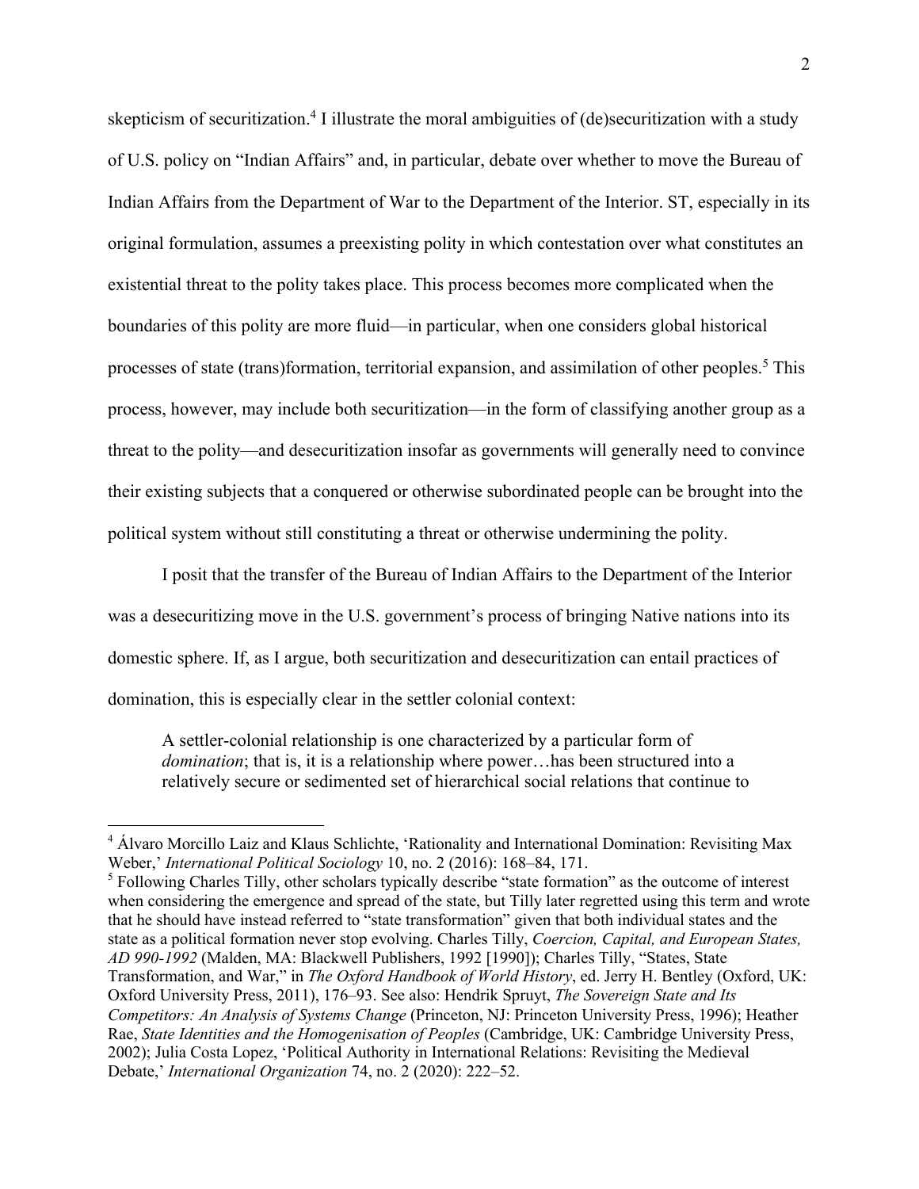skepticism of securitization.[4] I illustrate the moral ambiguities of (de)securitization with a study of U.S. policy on "Indian Affairs" and, in particular, debate over whether to move the Bureau of Indian Affairs from the Department of War to the Department of the Interior. ST, especially in its original formulation, assumes a preexisting polity in which contestation over what constitutes an existential threat to the polity takes place. This process becomes more complicated when the boundaries of this polity are more fluid—in particular, when one considers global historical processes of state (trans)formation, territorial expansion, and assimilation of other peoples.[5] This process, however, may include both securitization—in the form of classifying another group as a threat to the polity—and desecuritization insofar as governments will generally need to convince their existing subjects that a conquered or otherwise subordinated people can be brought into the political system without still constituting a threat or otherwise undermining the polity.

I posit that the transfer of the Bureau of Indian Affairs to the Department of the Interior was a desecuritizing move in the U.S. government's process of bringing Native nations into its domestic sphere. If, as I argue, both securitization and desecuritization can entail practices of domination, this is especially clear in the settler colonial context:

> A settler-colonial relationship is one characterized by a particular form of *domination*; that is, it is a relationship where power…has been structured into a relatively secure or sedimented set of hierarchical social relations that continue to

---

[4] Álvaro Morcillo Laiz and Klaus Schlichte, 'Rationality and International Domination: Revisiting Max Weber,' *International Political Sociology* 10, no. 2 (2016): 168–84, 171.

[5] Following Charles Tilly, other scholars typically describe "state formation" as the outcome of interest when considering the emergence and spread of the state, but Tilly later regretted using this term and wrote that he should have instead referred to "state transformation" given that both individual states and the state as a political formation never stop evolving. Charles Tilly, *Coercion, Capital, and European States, AD 990-1992* (Malden, MA: Blackwell Publishers, 1992 [1990]); Charles Tilly, "States, State Transformation, and War," in *The Oxford Handbook of World History*, ed. Jerry H. Bentley (Oxford, UK: Oxford University Press, 2011), 176–93. See also: Hendrik Spruyt, *The Sovereign State and Its Competitors: An Analysis of Systems Change* (Princeton, NJ: Princeton University Press, 1996); Heather Rae, *State Identities and the Homogenisation of Peoples* (Cambridge, UK: Cambridge University Press, 2002); Julia Costa Lopez, 'Political Authority in International Relations: Revisiting the Medieval Debate,' *International Organization* 74, no. 2 (2020): 222–52.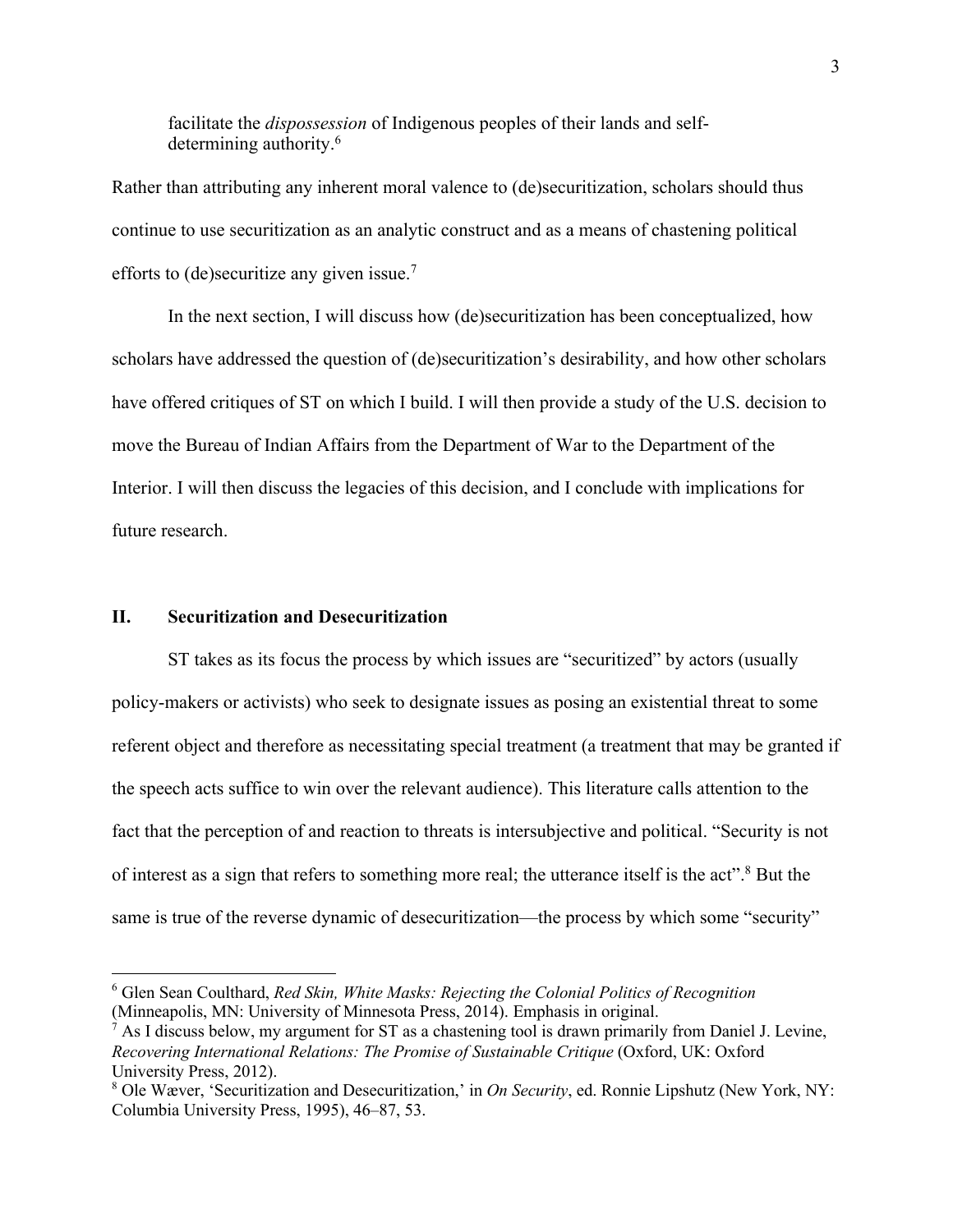> facilitate the *dispossession* of Indigenous peoples of their lands and self-determining authority.[6]

Rather than attributing any inherent moral valence to (de)securitization, scholars should thus continue to use securitization as an analytic construct and as a means of chastening political efforts to (de)securitize any given issue.[7]

In the next section, I will discuss how (de)securitization has been conceptualized, how scholars have addressed the question of (de)securitization's desirability, and how other scholars have offered critiques of ST on which I build. I will then provide a study of the U.S. decision to move the Bureau of Indian Affairs from the Department of War to the Department of the Interior. I will then discuss the legacies of this decision, and I conclude with implications for future research.

## II. Securitization and Desecuritization

ST takes as its focus the process by which issues are "securitized" by actors (usually policy-makers or activists) who seek to designate issues as posing an existential threat to some referent object and therefore as necessitating special treatment (a treatment that may be granted if the speech acts suffice to win over the relevant audience). This literature calls attention to the fact that the perception of and reaction to threats is intersubjective and political. "Security is not of interest as a sign that refers to something more real; the utterance itself is the act".[8] But the same is true of the reverse dynamic of desecuritization—the process by which some "security"

---

[6] Glen Sean Coulthard, *Red Skin, White Masks: Rejecting the Colonial Politics of Recognition* (Minneapolis, MN: University of Minnesota Press, 2014). Emphasis in original.

[7] As I discuss below, my argument for ST as a chastening tool is drawn primarily from Daniel J. Levine, *Recovering International Relations: The Promise of Sustainable Critique* (Oxford, UK: Oxford University Press, 2012).

[8] Ole Wæver, 'Securitization and Desecuritization,' in *On Security*, ed. Ronnie Lipshutz (New York, NY: Columbia University Press, 1995), 46–87, 53.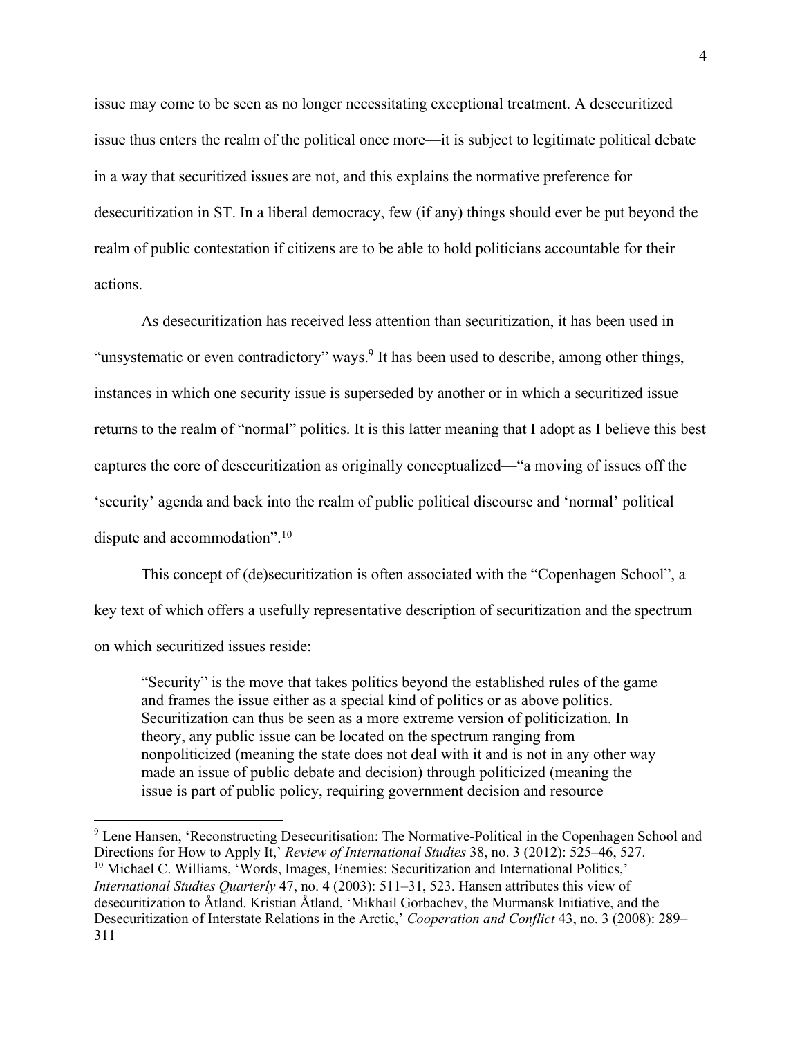issue may come to be seen as no longer necessitating exceptional treatment. A desecuritized issue thus enters the realm of the political once more—it is subject to legitimate political debate in a way that securitized issues are not, and this explains the normative preference for desecuritization in ST. In a liberal democracy, few (if any) things should ever be put beyond the realm of public contestation if citizens are to be able to hold politicians accountable for their actions.

As desecuritization has received less attention than securitization, it has been used in "unsystematic or even contradictory" ways.[9] It has been used to describe, among other things, instances in which one security issue is superseded by another or in which a securitized issue returns to the realm of "normal" politics. It is this latter meaning that I adopt as I believe this best captures the core of desecuritization as originally conceptualized—"a moving of issues off the 'security' agenda and back into the realm of public political discourse and 'normal' political dispute and accommodation".[10]

This concept of (de)securitization is often associated with the "Copenhagen School", a key text of which offers a usefully representative description of securitization and the spectrum on which securitized issues reside:

> "Security" is the move that takes politics beyond the established rules of the game and frames the issue either as a special kind of politics or as above politics. Securitization can thus be seen as a more extreme version of politicization. In theory, any public issue can be located on the spectrum ranging from nonpoliticized (meaning the state does not deal with it and is not in any other way made an issue of public debate and decision) through politicized (meaning the issue is part of public policy, requiring government decision and resource

---

[9] Lene Hansen, 'Reconstructing Desecuritisation: The Normative-Political in the Copenhagen School and Directions for How to Apply It,' *Review of International Studies* 38, no. 3 (2012): 525–46, 527.

[10] Michael C. Williams, 'Words, Images, Enemies: Securitization and International Politics,' *International Studies Quarterly* 47, no. 4 (2003): 511–31, 523. Hansen attributes this view of desecuritization to Åtland. Kristian Åtland, 'Mikhail Gorbachev, the Murmansk Initiative, and the Desecuritization of Interstate Relations in the Arctic,' *Cooperation and Conflict* 43, no. 3 (2008): 289–311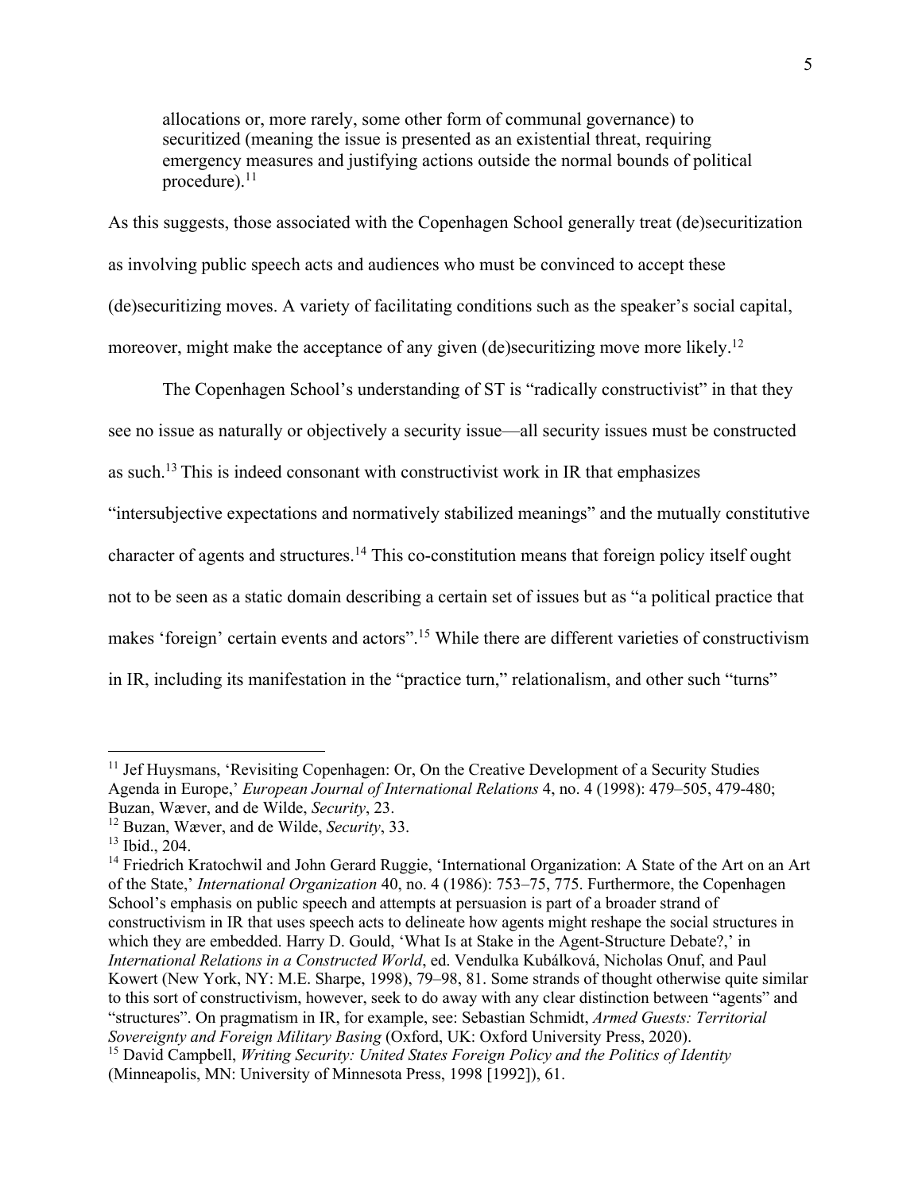> allocations or, more rarely, some other form of communal governance) to securitized (meaning the issue is presented as an existential threat, requiring emergency measures and justifying actions outside the normal bounds of political procedure).[11]

As this suggests, those associated with the Copenhagen School generally treat (de)securitization as involving public speech acts and audiences who must be convinced to accept these (de)securitizing moves. A variety of facilitating conditions such as the speaker's social capital, moreover, might make the acceptance of any given (de)securitizing move more likely.[12]

The Copenhagen School's understanding of ST is "radically constructivist" in that they see no issue as naturally or objectively a security issue—all security issues must be constructed as such.[13] This is indeed consonant with constructivist work in IR that emphasizes "intersubjective expectations and normatively stabilized meanings" and the mutually constitutive character of agents and structures.[14] This co-constitution means that foreign policy itself ought not to be seen as a static domain describing a certain set of issues but as "a political practice that makes 'foreign' certain events and actors".[15] While there are different varieties of constructivism in IR, including its manifestation in the "practice turn," relationalism, and other such "turns"

---

[11] Jef Huysmans, 'Revisiting Copenhagen: Or, On the Creative Development of a Security Studies Agenda in Europe,' *European Journal of International Relations* 4, no. 4 (1998): 479–505, 479-480; Buzan, Wæver, and de Wilde, *Security*, 23.

[12] Buzan, Wæver, and de Wilde, *Security*, 33.

[13] Ibid., 204.

[14] Friedrich Kratochwil and John Gerard Ruggie, 'International Organization: A State of the Art on an Art of the State,' *International Organization* 40, no. 4 (1986): 753–75, 775. Furthermore, the Copenhagen School's emphasis on public speech and attempts at persuasion is part of a broader strand of constructivism in IR that uses speech acts to delineate how agents might reshape the social structures in which they are embedded. Harry D. Gould, 'What Is at Stake in the Agent-Structure Debate?,' in *International Relations in a Constructed World*, ed. Vendulka Kubálková, Nicholas Onuf, and Paul Kowert (New York, NY: M.E. Sharpe, 1998), 79–98, 81. Some strands of thought otherwise quite similar to this sort of constructivism, however, seek to do away with any clear distinction between "agents" and "structures". On pragmatism in IR, for example, see: Sebastian Schmidt, *Armed Guests: Territorial Sovereignty and Foreign Military Basing* (Oxford, UK: Oxford University Press, 2020).

[15] David Campbell, *Writing Security: United States Foreign Policy and the Politics of Identity* (Minneapolis, MN: University of Minnesota Press, 1998 [1992]), 61.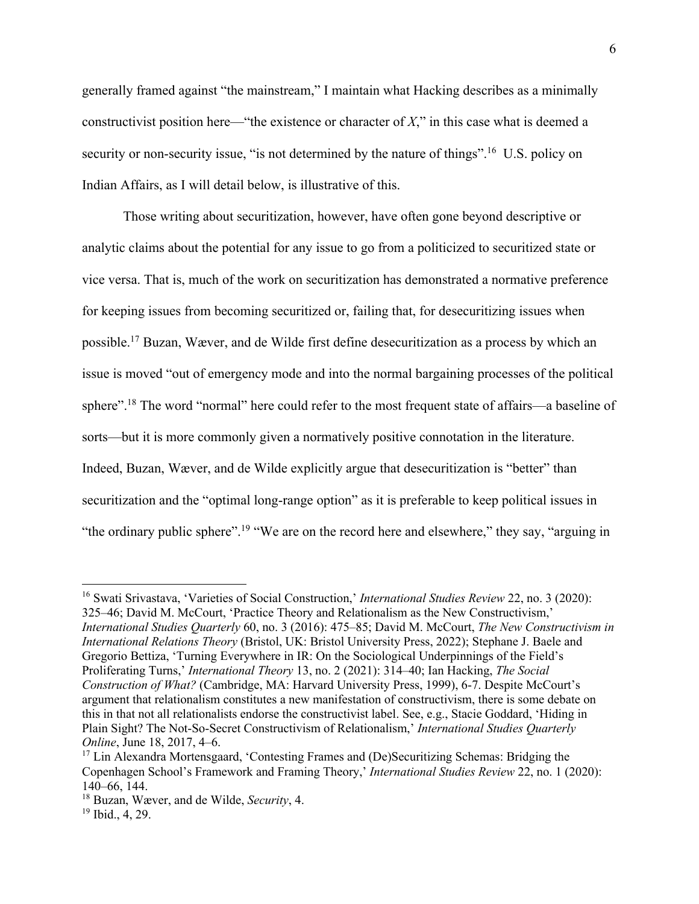generally framed against "the mainstream," I maintain what Hacking describes as a minimally constructivist position here—"the existence or character of *X*," in this case what is deemed a security or non-security issue, "is not determined by the nature of things".[16] U.S. policy on Indian Affairs, as I will detail below, is illustrative of this.

Those writing about securitization, however, have often gone beyond descriptive or analytic claims about the potential for any issue to go from a politicized to securitized state or vice versa. That is, much of the work on securitization has demonstrated a normative preference for keeping issues from becoming securitized or, failing that, for desecuritizing issues when possible.[17] Buzan, Wæver, and de Wilde first define desecuritization as a process by which an issue is moved "out of emergency mode and into the normal bargaining processes of the political sphere".[18] The word "normal" here could refer to the most frequent state of affairs—a baseline of sorts—but it is more commonly given a normatively positive connotation in the literature. Indeed, Buzan, Wæver, and de Wilde explicitly argue that desecuritization is "better" than securitization and the "optimal long-range option" as it is preferable to keep political issues in "the ordinary public sphere".[19] "We are on the record here and elsewhere," they say, "arguing in

---

[16] Swati Srivastava, 'Varieties of Social Construction,' *International Studies Review* 22, no. 3 (2020): 325–46; David M. McCourt, 'Practice Theory and Relationalism as the New Constructivism,' *International Studies Quarterly* 60, no. 3 (2016): 475–85; David M. McCourt, *The New Constructivism in International Relations Theory* (Bristol, UK: Bristol University Press, 2022); Stephane J. Baele and Gregorio Bettiza, 'Turning Everywhere in IR: On the Sociological Underpinnings of the Field's Proliferating Turns,' *International Theory* 13, no. 2 (2021): 314–40; Ian Hacking, *The Social Construction of What?* (Cambridge, MA: Harvard University Press, 1999), 6-7. Despite McCourt's argument that relationalism constitutes a new manifestation of constructivism, there is some debate on this in that not all relationalists endorse the constructivist label. See, e.g., Stacie Goddard, 'Hiding in Plain Sight? The Not-So-Secret Constructivism of Relationalism,' *International Studies Quarterly Online*, June 18, 2017, 4–6.

[17] Lin Alexandra Mortensgaard, 'Contesting Frames and (De)Securitizing Schemas: Bridging the Copenhagen School's Framework and Framing Theory,' *International Studies Review* 22, no. 1 (2020): 140–66, 144.

[18] Buzan, Wæver, and de Wilde, *Security*, 4.

[19] Ibid., 4, 29.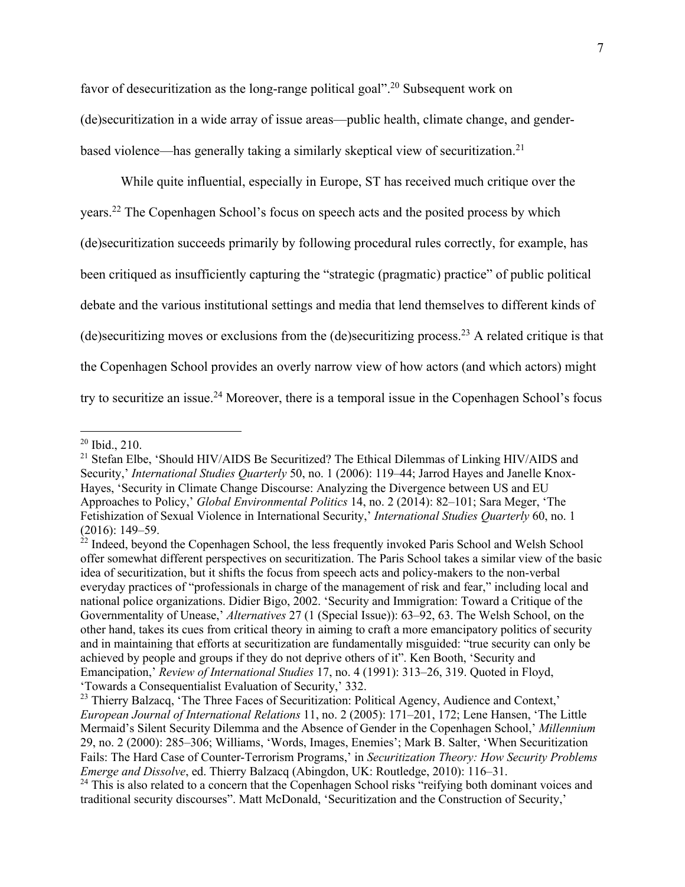favor of desecuritization as the long-range political goal".[20] Subsequent work on (de)securitization in a wide array of issue areas—public health, climate change, and gender-based violence—has generally taking a similarly skeptical view of securitization.[21]

While quite influential, especially in Europe, ST has received much critique over the years.[22] The Copenhagen School's focus on speech acts and the posited process by which (de)securitization succeeds primarily by following procedural rules correctly, for example, has been critiqued as insufficiently capturing the "strategic (pragmatic) practice" of public political debate and the various institutional settings and media that lend themselves to different kinds of (de)securitizing moves or exclusions from the (de)securitizing process.[23] A related critique is that the Copenhagen School provides an overly narrow view of how actors (and which actors) might try to securitize an issue.[24] Moreover, there is a temporal issue in the Copenhagen School's focus

---

[20] Ibid., 210.

[21] Stefan Elbe, 'Should HIV/AIDS Be Securitized? The Ethical Dilemmas of Linking HIV/AIDS and Security,' *International Studies Quarterly* 50, no. 1 (2006): 119–44; Jarrod Hayes and Janelle Knox-Hayes, 'Security in Climate Change Discourse: Analyzing the Divergence between US and EU Approaches to Policy,' *Global Environmental Politics* 14, no. 2 (2014): 82–101; Sara Meger, 'The Fetishization of Sexual Violence in International Security,' *International Studies Quarterly* 60, no. 1 (2016): 149–59.

[22] Indeed, beyond the Copenhagen School, the less frequently invoked Paris School and Welsh School offer somewhat different perspectives on securitization. The Paris School takes a similar view of the basic idea of securitization, but it shifts the focus from speech acts and policy-makers to the non-verbal everyday practices of "professionals in charge of the management of risk and fear," including local and national police organizations. Didier Bigo, 2002. 'Security and Immigration: Toward a Critique of the Governmentality of Unease,' *Alternatives* 27 (1 (Special Issue)): 63–92, 63. The Welsh School, on the other hand, takes its cues from critical theory in aiming to craft a more emancipatory politics of security and in maintaining that efforts at securitization are fundamentally misguided: "true security can only be achieved by people and groups if they do not deprive others of it". Ken Booth, 'Security and Emancipation,' *Review of International Studies* 17, no. 4 (1991): 313–26, 319. Quoted in Floyd, 'Towards a Consequentialist Evaluation of Security,' 332.

[23] Thierry Balzacq, 'The Three Faces of Securitization: Political Agency, Audience and Context,' *European Journal of International Relations* 11, no. 2 (2005): 171–201, 172; Lene Hansen, 'The Little Mermaid's Silent Security Dilemma and the Absence of Gender in the Copenhagen School,' *Millennium* 29, no. 2 (2000): 285–306; Williams, 'Words, Images, Enemies'; Mark B. Salter, 'When Securitization Fails: The Hard Case of Counter-Terrorism Programs,' in *Securitization Theory: How Security Problems Emerge and Dissolve*, ed. Thierry Balzacq (Abingdon, UK: Routledge, 2010): 116–31.

[24] This is also related to a concern that the Copenhagen School risks "reifying both dominant voices and traditional security discourses". Matt McDonald, 'Securitization and the Construction of Security,'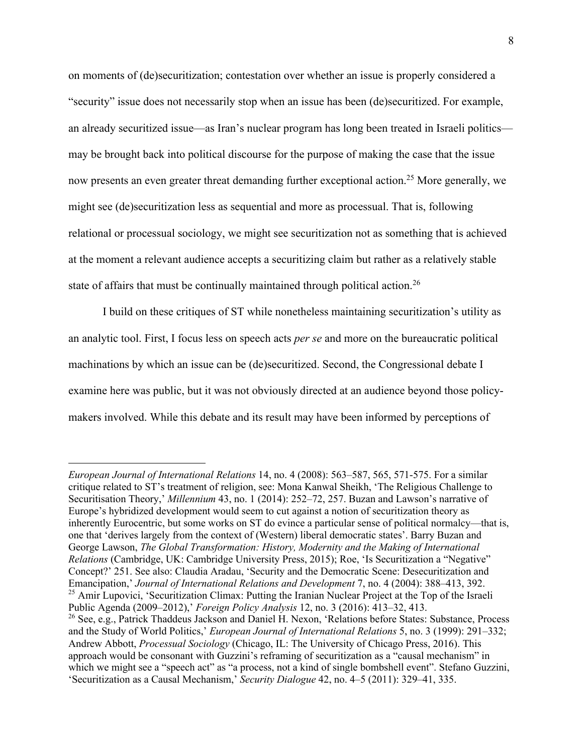on moments of (de)securitization; contestation over whether an issue is properly considered a "security" issue does not necessarily stop when an issue has been (de)securitized. For example, an already securitized issue—as Iran's nuclear program has long been treated in Israeli politics—may be brought back into political discourse for the purpose of making the case that the issue now presents an even greater threat demanding further exceptional action.[25] More generally, we might see (de)securitization less as sequential and more as processual. That is, following relational or processual sociology, we might see securitization not as something that is achieved at the moment a relevant audience accepts a securitizing claim but rather as a relatively stable state of affairs that must be continually maintained through political action.[26]

I build on these critiques of ST while nonetheless maintaining securitization's utility as an analytic tool. First, I focus less on speech acts *per se* and more on the bureaucratic political machinations by which an issue can be (de)securitized. Second, the Congressional debate I examine here was public, but it was not obviously directed at an audience beyond those policy-makers involved. While this debate and its result may have been informed by perceptions of

---

*European Journal of International Relations* 14, no. 4 (2008): 563–587, 565, 571-575. For a similar critique related to ST's treatment of religion, see: Mona Kanwal Sheikh, 'The Religious Challenge to Securitisation Theory,' *Millennium* 43, no. 1 (2014): 252–72, 257. Buzan and Lawson's narrative of Europe's hybridized development would seem to cut against a notion of securitization theory as inherently Eurocentric, but some works on ST do evince a particular sense of political normalcy—that is, one that 'derives largely from the context of (Western) liberal democratic states'. Barry Buzan and George Lawson, *The Global Transformation: History, Modernity and the Making of International Relations* (Cambridge, UK: Cambridge University Press, 2015); Roe, 'Is Securitization a "Negative" Concept?' 251. See also: Claudia Aradau, 'Security and the Democratic Scene: Desecuritization and Emancipation,' *Journal of International Relations and Development* 7, no. 4 (2004): 388–413, 392.

[25] Amir Lupovici, 'Securitization Climax: Putting the Iranian Nuclear Project at the Top of the Israeli Public Agenda (2009–2012),' *Foreign Policy Analysis* 12, no. 3 (2016): 413–32, 413.

[26] See, e.g., Patrick Thaddeus Jackson and Daniel H. Nexon, 'Relations before States: Substance, Process and the Study of World Politics,' *European Journal of International Relations* 5, no. 3 (1999): 291–332; Andrew Abbott, *Processual Sociology* (Chicago, IL: The University of Chicago Press, 2016). This approach would be consonant with Guzzini's reframing of securitization as a "causal mechanism" in which we might see a "speech act" as "a process, not a kind of single bombshell event". Stefano Guzzini, 'Securitization as a Causal Mechanism,' *Security Dialogue* 42, no. 4–5 (2011): 329–41, 335.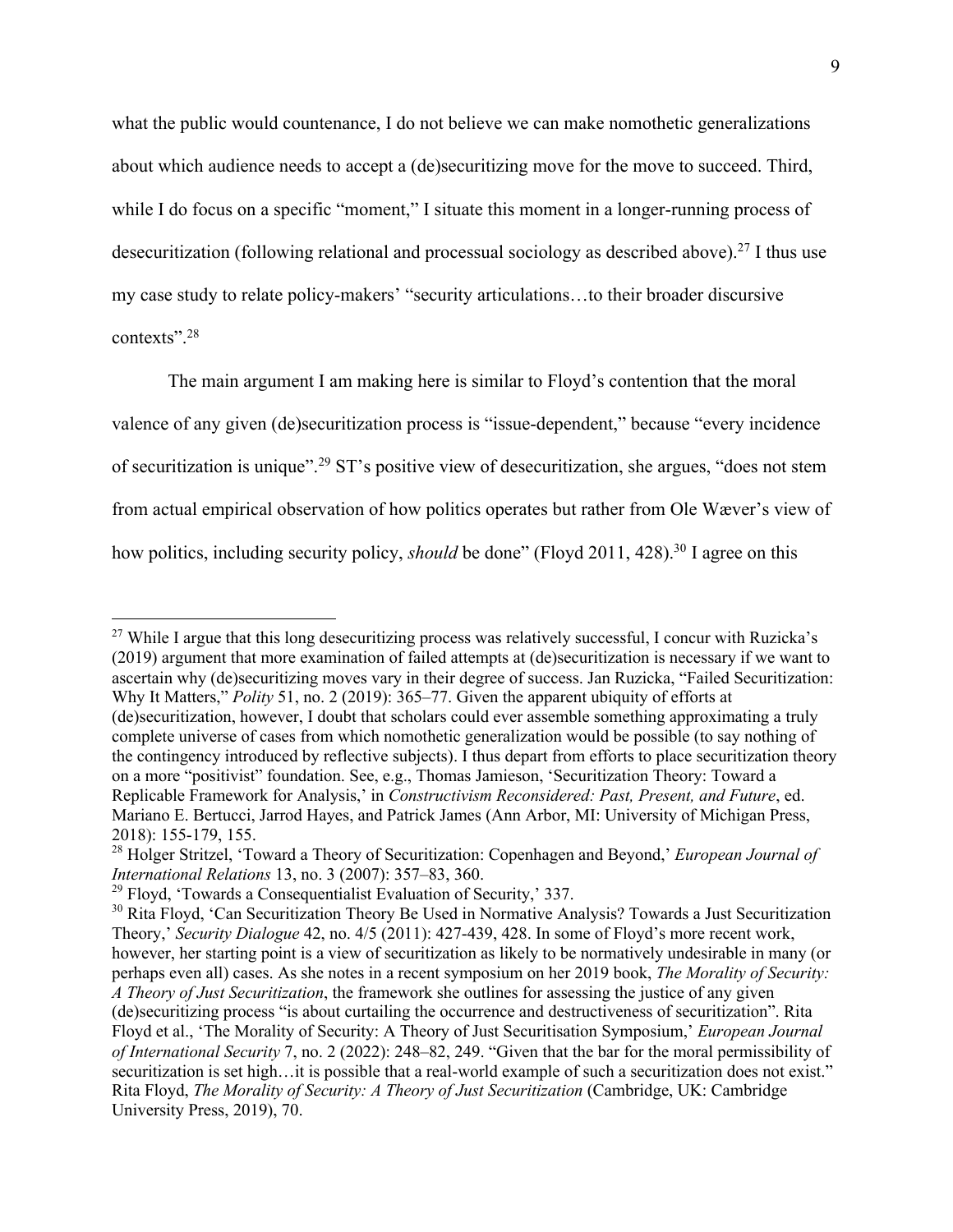what the public would countenance, I do not believe we can make nomothetic generalizations about which audience needs to accept a (de)securitizing move for the move to succeed. Third, while I do focus on a specific "moment," I situate this moment in a longer-running process of desecuritization (following relational and processual sociology as described above).[27] I thus use my case study to relate policy-makers' "security articulations…to their broader discursive contexts".[28]

The main argument I am making here is similar to Floyd's contention that the moral valence of any given (de)securitization process is "issue-dependent," because "every incidence of securitization is unique".[29] ST's positive view of desecuritization, she argues, "does not stem from actual empirical observation of how politics operates but rather from Ole Wæver's view of how politics, including security policy, *should* be done" (Floyd 2011, 428).[30] I agree on this

---

[27] While I argue that this long desecuritizing process was relatively successful, I concur with Ruzicka's (2019) argument that more examination of failed attempts at (de)securitization is necessary if we want to ascertain why (de)securitizing moves vary in their degree of success. Jan Ruzicka, "Failed Securitization: Why It Matters," *Polity* 51, no. 2 (2019): 365–77. Given the apparent ubiquity of efforts at (de)securitization, however, I doubt that scholars could ever assemble something approximating a truly complete universe of cases from which nomothetic generalization would be possible (to say nothing of the contingency introduced by reflective subjects). I thus depart from efforts to place securitization theory on a more "positivist" foundation. See, e.g., Thomas Jamieson, 'Securitization Theory: Toward a Replicable Framework for Analysis,' in *Constructivism Reconsidered: Past, Present, and Future*, ed. Mariano E. Bertucci, Jarrod Hayes, and Patrick James (Ann Arbor, MI: University of Michigan Press, 2018): 155-179, 155.

[28] Holger Stritzel, 'Toward a Theory of Securitization: Copenhagen and Beyond,' *European Journal of International Relations* 13, no. 3 (2007): 357–83, 360.

[29] Floyd, 'Towards a Consequentialist Evaluation of Security,' 337.

[30] Rita Floyd, 'Can Securitization Theory Be Used in Normative Analysis? Towards a Just Securitization Theory,' *Security Dialogue* 42, no. 4/5 (2011): 427-439, 428. In some of Floyd's more recent work, however, her starting point is a view of securitization as likely to be normatively undesirable in many (or perhaps even all) cases. As she notes in a recent symposium on her 2019 book, *The Morality of Security: A Theory of Just Securitization*, the framework she outlines for assessing the justice of any given (de)securitizing process "is about curtailing the occurrence and destructiveness of securitization". Rita Floyd et al., 'The Morality of Security: A Theory of Just Securitisation Symposium,' *European Journal of International Security* 7, no. 2 (2022): 248–82, 249. "Given that the bar for the moral permissibility of securitization is set high…it is possible that a real-world example of such a securitization does not exist." Rita Floyd, *The Morality of Security: A Theory of Just Securitization* (Cambridge, UK: Cambridge University Press, 2019), 70.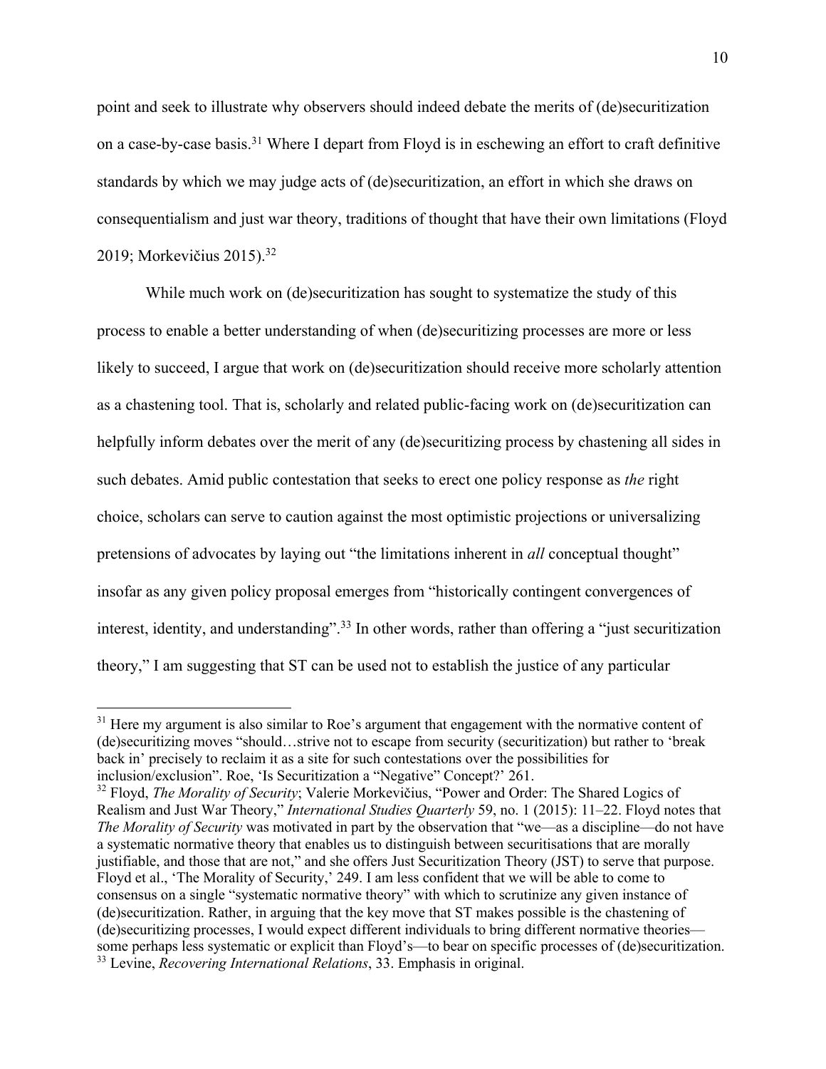point and seek to illustrate why observers should indeed debate the merits of (de)securitization on a case-by-case basis.[31] Where I depart from Floyd is in eschewing an effort to craft definitive standards by which we may judge acts of (de)securitization, an effort in which she draws on consequentialism and just war theory, traditions of thought that have their own limitations (Floyd 2019; Morkevičius 2015).[32]

While much work on (de)securitization has sought to systematize the study of this process to enable a better understanding of when (de)securitizing processes are more or less likely to succeed, I argue that work on (de)securitization should receive more scholarly attention as a chastening tool. That is, scholarly and related public-facing work on (de)securitization can helpfully inform debates over the merit of any (de)securitizing process by chastening all sides in such debates. Amid public contestation that seeks to erect one policy response as *the* right choice, scholars can serve to caution against the most optimistic projections or universalizing pretensions of advocates by laying out "the limitations inherent in *all* conceptual thought" insofar as any given policy proposal emerges from "historically contingent convergences of interest, identity, and understanding".[33] In other words, rather than offering a "just securitization theory," I am suggesting that ST can be used not to establish the justice of any particular

---

[31] Here my argument is also similar to Roe's argument that engagement with the normative content of (de)securitizing moves "should…strive not to escape from security (securitization) but rather to 'break back in' precisely to reclaim it as a site for such contestations over the possibilities for inclusion/exclusion". Roe, 'Is Securitization a "Negative" Concept?' 261.

[32] Floyd, *The Morality of Security*; Valerie Morkevičius, "Power and Order: The Shared Logics of Realism and Just War Theory," *International Studies Quarterly* 59, no. 1 (2015): 11–22. Floyd notes that *The Morality of Security* was motivated in part by the observation that "we—as a discipline—do not have a systematic normative theory that enables us to distinguish between securitisations that are morally justifiable, and those that are not," and she offers Just Securitization Theory (JST) to serve that purpose. Floyd et al., 'The Morality of Security,' 249. I am less confident that we will be able to come to consensus on a single "systematic normative theory" with which to scrutinize any given instance of (de)securitization. Rather, in arguing that the key move that ST makes possible is the chastening of (de)securitizing processes, I would expect different individuals to bring different normative theories—some perhaps less systematic or explicit than Floyd's—to bear on specific processes of (de)securitization.

[33] Levine, *Recovering International Relations*, 33. Emphasis in original.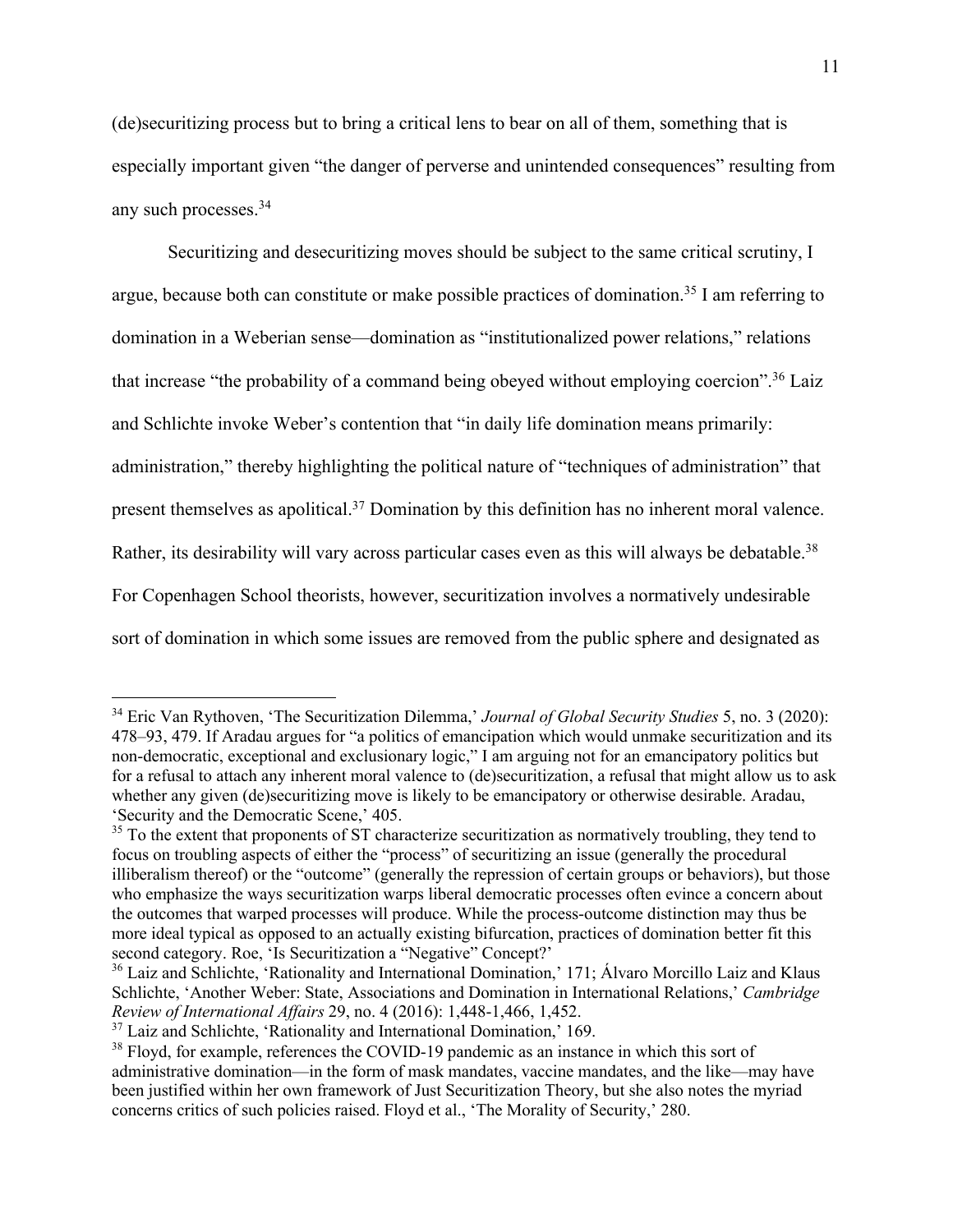(de)securitizing process but to bring a critical lens to bear on all of them, something that is especially important given "the danger of perverse and unintended consequences" resulting from any such processes.[34]

Securitizing and desecuritizing moves should be subject to the same critical scrutiny, I argue, because both can constitute or make possible practices of domination.[35] I am referring to domination in a Weberian sense—domination as "institutionalized power relations," relations that increase "the probability of a command being obeyed without employing coercion".[36] Laiz and Schlichte invoke Weber's contention that "in daily life domination means primarily: administration," thereby highlighting the political nature of "techniques of administration" that present themselves as apolitical.[37] Domination by this definition has no inherent moral valence. Rather, its desirability will vary across particular cases even as this will always be debatable.[38] For Copenhagen School theorists, however, securitization involves a normatively undesirable sort of domination in which some issues are removed from the public sphere and designated as

---

[34] Eric Van Rythoven, 'The Securitization Dilemma,' *Journal of Global Security Studies* 5, no. 3 (2020): 478–93, 479. If Aradau argues for "a politics of emancipation which would unmake securitization and its non-democratic, exceptional and exclusionary logic," I am arguing not for an emancipatory politics but for a refusal to attach any inherent moral valence to (de)securitization, a refusal that might allow us to ask whether any given (de)securitizing move is likely to be emancipatory or otherwise desirable. Aradau, 'Security and the Democratic Scene,' 405.

[35] To the extent that proponents of ST characterize securitization as normatively troubling, they tend to focus on troubling aspects of either the "process" of securitizing an issue (generally the procedural illiberalism thereof) or the "outcome" (generally the repression of certain groups or behaviors), but those who emphasize the ways securitization warps liberal democratic processes often evince a concern about the outcomes that warped processes will produce. While the process-outcome distinction may thus be more ideal typical as opposed to an actually existing bifurcation, practices of domination better fit this second category. Roe, 'Is Securitization a "Negative" Concept?'

[36] Laiz and Schlichte, 'Rationality and International Domination,' 171; Álvaro Morcillo Laiz and Klaus Schlichte, 'Another Weber: State, Associations and Domination in International Relations,' *Cambridge Review of International Affairs* 29, no. 4 (2016): 1,448-1,466, 1,452.

[37] Laiz and Schlichte, 'Rationality and International Domination,' 169.

[38] Floyd, for example, references the COVID-19 pandemic as an instance in which this sort of administrative domination—in the form of mask mandates, vaccine mandates, and the like—may have been justified within her own framework of Just Securitization Theory, but she also notes the myriad concerns critics of such policies raised. Floyd et al., 'The Morality of Security,' 280.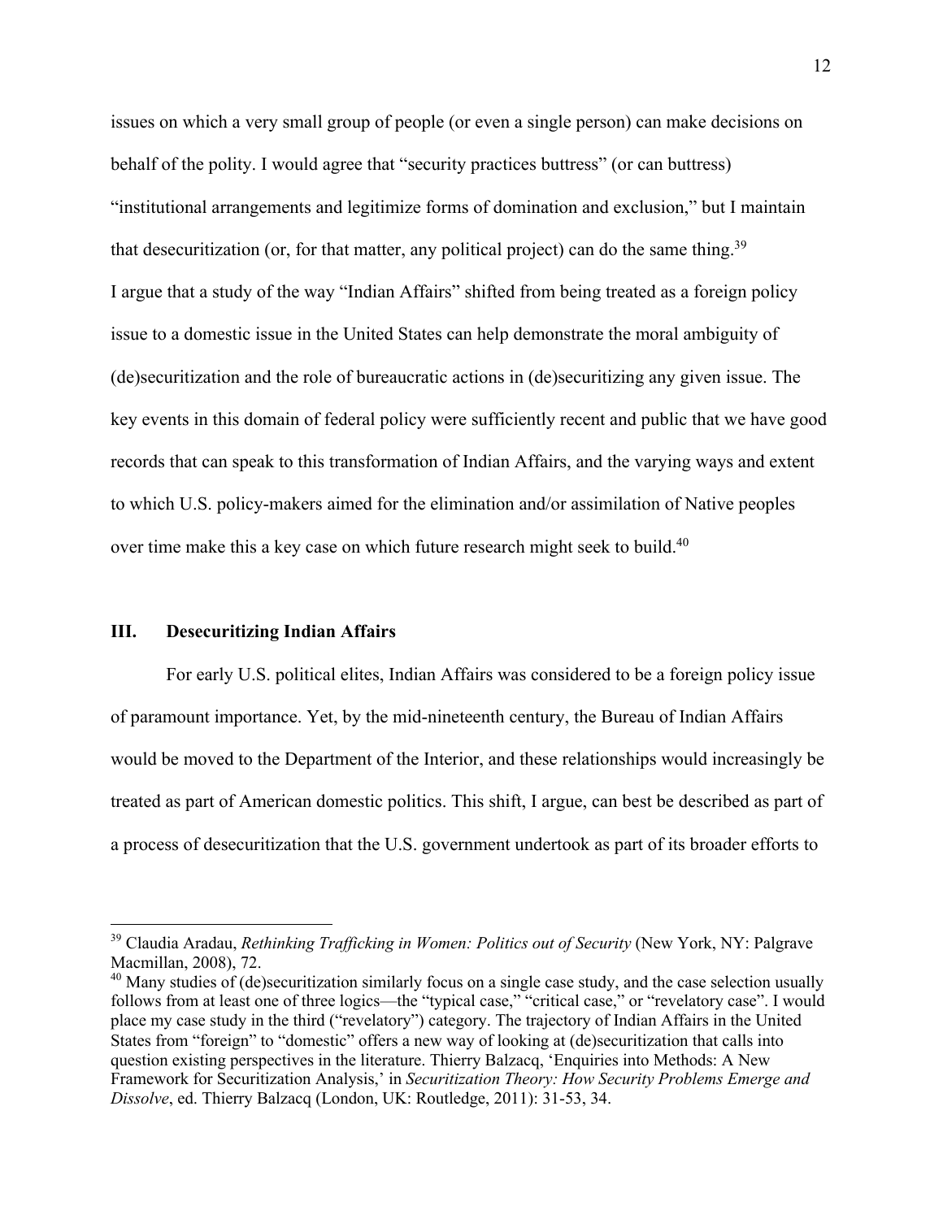issues on which a very small group of people (or even a single person) can make decisions on behalf of the polity. I would agree that "security practices buttress" (or can buttress) "institutional arrangements and legitimize forms of domination and exclusion," but I maintain that desecuritization (or, for that matter, any political project) can do the same thing.[39]

I argue that a study of the way "Indian Affairs" shifted from being treated as a foreign policy issue to a domestic issue in the United States can help demonstrate the moral ambiguity of (de)securitization and the role of bureaucratic actions in (de)securitizing any given issue. The key events in this domain of federal policy were sufficiently recent and public that we have good records that can speak to this transformation of Indian Affairs, and the varying ways and extent to which U.S. policy-makers aimed for the elimination and/or assimilation of Native peoples over time make this a key case on which future research might seek to build.[40]

## III. Desecuritizing Indian Affairs

For early U.S. political elites, Indian Affairs was considered to be a foreign policy issue of paramount importance. Yet, by the mid-nineteenth century, the Bureau of Indian Affairs would be moved to the Department of the Interior, and these relationships would increasingly be treated as part of American domestic politics. This shift, I argue, can best be described as part of a process of desecuritization that the U.S. government undertook as part of its broader efforts to

---

[39] Claudia Aradau, *Rethinking Trafficking in Women: Politics out of Security* (New York, NY: Palgrave Macmillan, 2008), 72.

[40] Many studies of (de)securitization similarly focus on a single case study, and the case selection usually follows from at least one of three logics—the "typical case," "critical case," or "revelatory case". I would place my case study in the third ("revelatory") category. The trajectory of Indian Affairs in the United States from "foreign" to "domestic" offers a new way of looking at (de)securitization that calls into question existing perspectives in the literature. Thierry Balzacq, 'Enquiries into Methods: A New Framework for Securitization Analysis,' in *Securitization Theory: How Security Problems Emerge and Dissolve*, ed. Thierry Balzacq (London, UK: Routledge, 2011): 31-53, 34.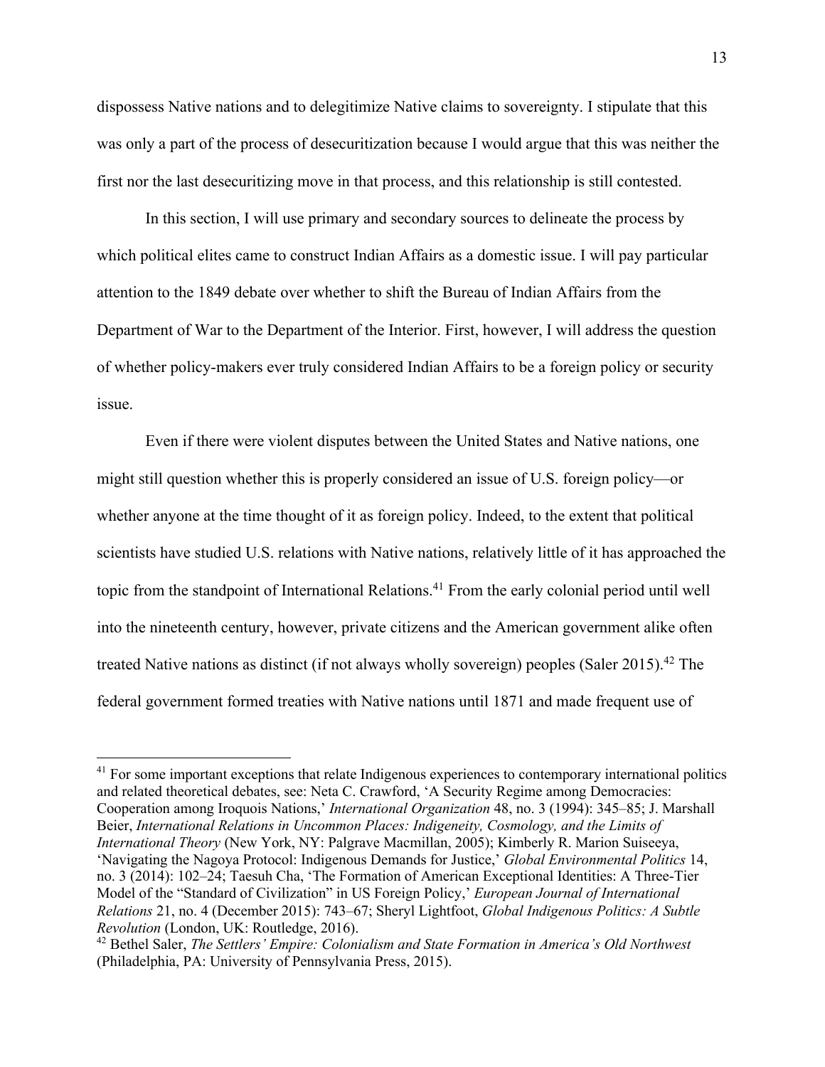dispossess Native nations and to delegitimize Native claims to sovereignty. I stipulate that this was only a part of the process of desecuritization because I would argue that this was neither the first nor the last desecuritizing move in that process, and this relationship is still contested.

In this section, I will use primary and secondary sources to delineate the process by which political elites came to construct Indian Affairs as a domestic issue. I will pay particular attention to the 1849 debate over whether to shift the Bureau of Indian Affairs from the Department of War to the Department of the Interior. First, however, I will address the question of whether policy-makers ever truly considered Indian Affairs to be a foreign policy or security issue.

Even if there were violent disputes between the United States and Native nations, one might still question whether this is properly considered an issue of U.S. foreign policy—or whether anyone at the time thought of it as foreign policy. Indeed, to the extent that political scientists have studied U.S. relations with Native nations, relatively little of it has approached the topic from the standpoint of International Relations.[41] From the early colonial period until well into the nineteenth century, however, private citizens and the American government alike often treated Native nations as distinct (if not always wholly sovereign) peoples (Saler 2015).[42] The federal government formed treaties with Native nations until 1871 and made frequent use of

[41] For some important exceptions that relate Indigenous experiences to contemporary international politics and related theoretical debates, see: Neta C. Crawford, 'A Security Regime among Democracies: Cooperation among Iroquois Nations,' *International Organization* 48, no. 3 (1994): 345–85; J. Marshall Beier, *International Relations in Uncommon Places: Indigeneity, Cosmology, and the Limits of International Theory* (New York, NY: Palgrave Macmillan, 2005); Kimberly R. Marion Suiseeya, 'Navigating the Nagoya Protocol: Indigenous Demands for Justice,' *Global Environmental Politics* 14, no. 3 (2014): 102–24; Taesuh Cha, 'The Formation of American Exceptional Identities: A Three-Tier Model of the "Standard of Civilization" in US Foreign Policy,' *European Journal of International Relations* 21, no. 4 (December 2015): 743–67; Sheryl Lightfoot, *Global Indigenous Politics: A Subtle Revolution* (London, UK: Routledge, 2016).

[42] Bethel Saler, *The Settlers' Empire: Colonialism and State Formation in America's Old Northwest* (Philadelphia, PA: University of Pennsylvania Press, 2015).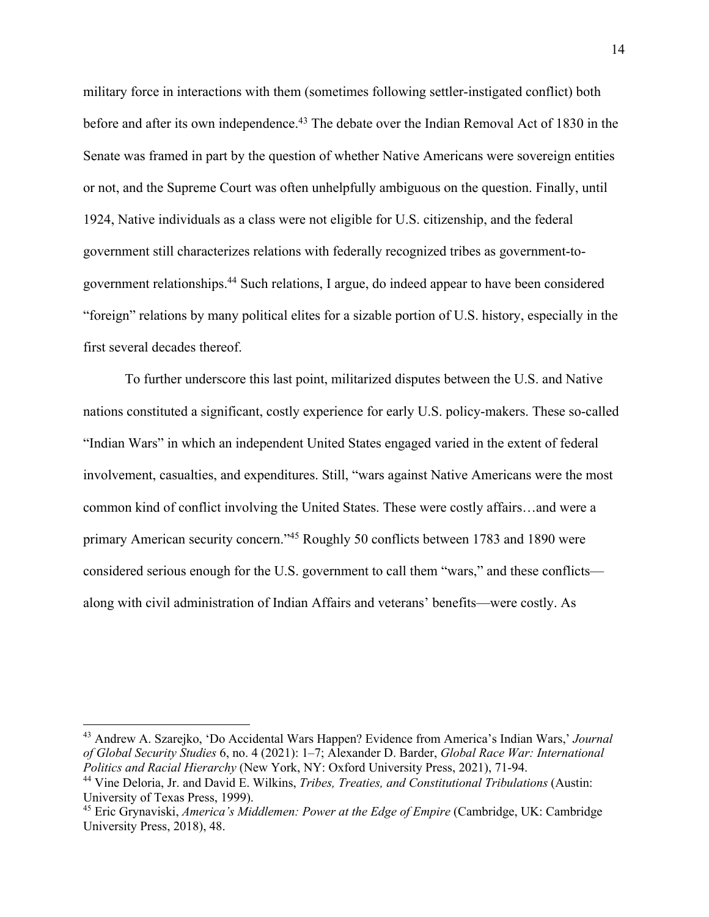military force in interactions with them (sometimes following settler-instigated conflict) both before and after its own independence.[43] The debate over the Indian Removal Act of 1830 in the Senate was framed in part by the question of whether Native Americans were sovereign entities or not, and the Supreme Court was often unhelpfully ambiguous on the question. Finally, until 1924, Native individuals as a class were not eligible for U.S. citizenship, and the federal government still characterizes relations with federally recognized tribes as government-to-government relationships.[44] Such relations, I argue, do indeed appear to have been considered "foreign" relations by many political elites for a sizable portion of U.S. history, especially in the first several decades thereof.

To further underscore this last point, militarized disputes between the U.S. and Native nations constituted a significant, costly experience for early U.S. policy-makers. These so-called "Indian Wars" in which an independent United States engaged varied in the extent of federal involvement, casualties, and expenditures. Still, "wars against Native Americans were the most common kind of conflict involving the United States. These were costly affairs…and were a primary American security concern."[45] Roughly 50 conflicts between 1783 and 1890 were considered serious enough for the U.S. government to call them "wars," and these conflicts—along with civil administration of Indian Affairs and veterans' benefits—were costly. As

---

[43] Andrew A. Szarejko, 'Do Accidental Wars Happen? Evidence from America's Indian Wars,' *Journal of Global Security Studies* 6, no. 4 (2021): 1–7; Alexander D. Barder, *Global Race War: International Politics and Racial Hierarchy* (New York, NY: Oxford University Press, 2021), 71-94.

[44] Vine Deloria, Jr. and David E. Wilkins, *Tribes, Treaties, and Constitutional Tribulations* (Austin: University of Texas Press, 1999).

[45] Eric Grynaviski, *America's Middlemen: Power at the Edge of Empire* (Cambridge, UK: Cambridge University Press, 2018), 48.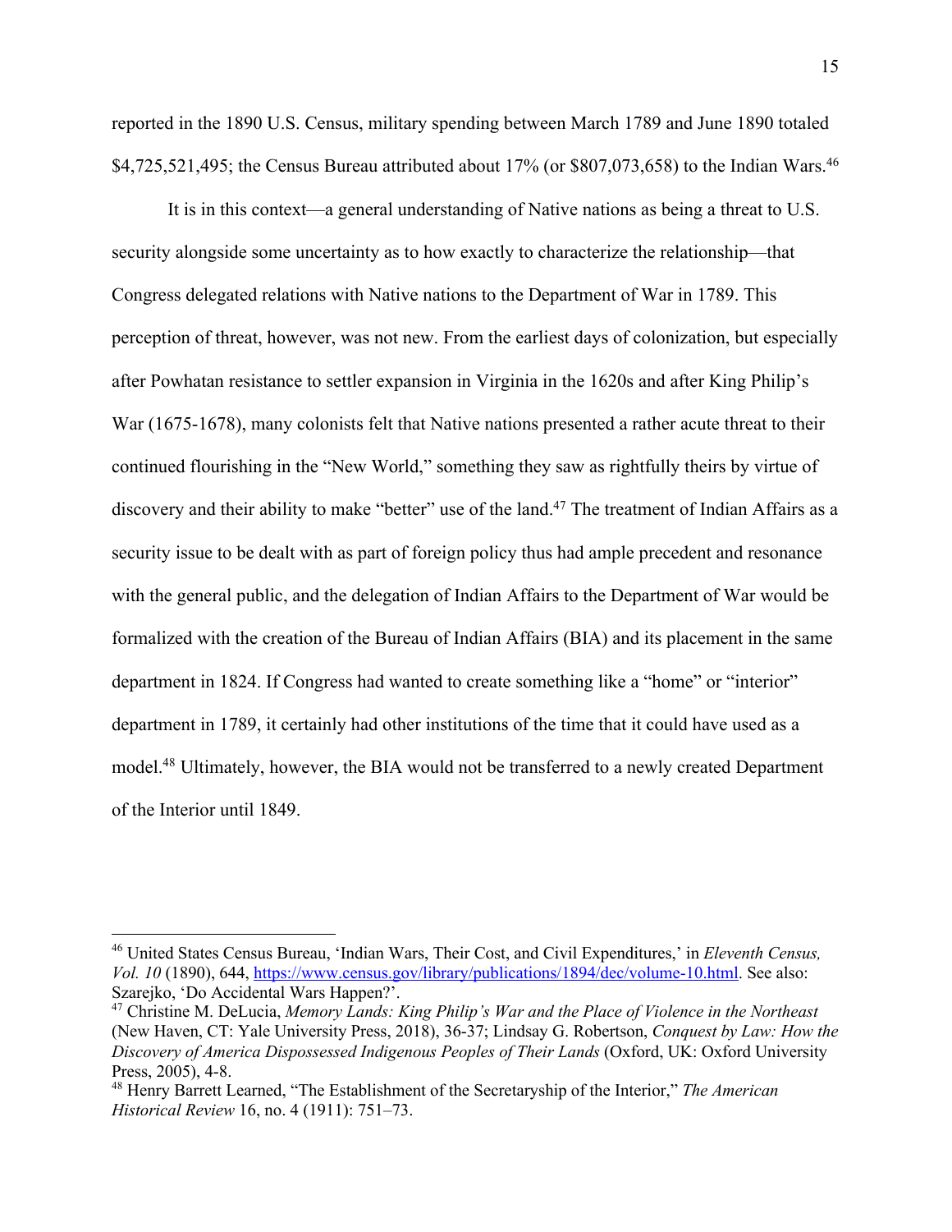reported in the 1890 U.S. Census, military spending between March 1789 and June 1890 totaled $4,725,521,495; the Census Bureau attributed about 17% (or $807,073,658) to the Indian Wars.[46]

It is in this context—a general understanding of Native nations as being a threat to U.S. security alongside some uncertainty as to how exactly to characterize the relationship—that Congress delegated relations with Native nations to the Department of War in 1789. This perception of threat, however, was not new. From the earliest days of colonization, but especially after Powhatan resistance to settler expansion in Virginia in the 1620s and after King Philip's War (1675-1678), many colonists felt that Native nations presented a rather acute threat to their continued flourishing in the "New World," something they saw as rightfully theirs by virtue of discovery and their ability to make "better" use of the land.[47] The treatment of Indian Affairs as a security issue to be dealt with as part of foreign policy thus had ample precedent and resonance with the general public, and the delegation of Indian Affairs to the Department of War would be formalized with the creation of the Bureau of Indian Affairs (BIA) and its placement in the same department in 1824. If Congress had wanted to create something like a "home" or "interior" department in 1789, it certainly had other institutions of the time that it could have used as a model.[48] Ultimately, however, the BIA would not be transferred to a newly created Department of the Interior until 1849.

---

[46] United States Census Bureau, 'Indian Wars, Their Cost, and Civil Expenditures,' in *Eleventh Census, Vol. 10* (1890), 644, https://www.census.gov/library/publications/1894/dec/volume-10.html. See also: Szarejko, 'Do Accidental Wars Happen?'.

[47] Christine M. DeLucia, *Memory Lands: King Philip's War and the Place of Violence in the Northeast* (New Haven, CT: Yale University Press, 2018), 36-37; Lindsay G. Robertson, *Conquest by Law: How the Discovery of America Dispossessed Indigenous Peoples of Their Lands* (Oxford, UK: Oxford University Press, 2005), 4-8.

[48] Henry Barrett Learned, "The Establishment of the Secretaryship of the Interior," *The American Historical Review* 16, no. 4 (1911): 751–73.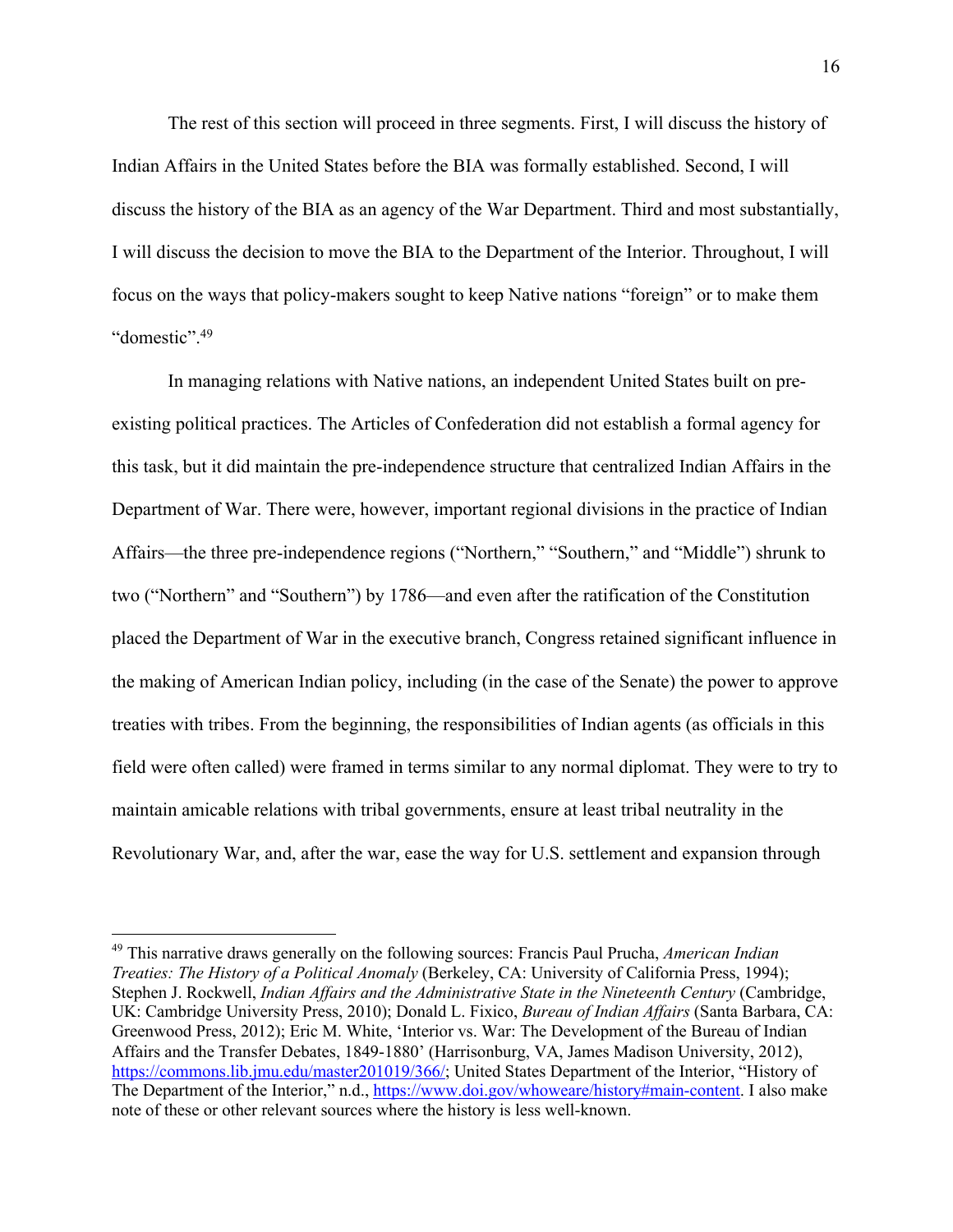The rest of this section will proceed in three segments. First, I will discuss the history of Indian Affairs in the United States before the BIA was formally established. Second, I will discuss the history of the BIA as an agency of the War Department. Third and most substantially, I will discuss the decision to move the BIA to the Department of the Interior. Throughout, I will focus on the ways that policy-makers sought to keep Native nations "foreign" or to make them "domestic".[49]

In managing relations with Native nations, an independent United States built on pre-existing political practices. The Articles of Confederation did not establish a formal agency for this task, but it did maintain the pre-independence structure that centralized Indian Affairs in the Department of War. There were, however, important regional divisions in the practice of Indian Affairs—the three pre-independence regions ("Northern," "Southern," and "Middle") shrunk to two ("Northern" and "Southern") by 1786—and even after the ratification of the Constitution placed the Department of War in the executive branch, Congress retained significant influence in the making of American Indian policy, including (in the case of the Senate) the power to approve treaties with tribes. From the beginning, the responsibilities of Indian agents (as officials in this field were often called) were framed in terms similar to any normal diplomat. They were to try to maintain amicable relations with tribal governments, ensure at least tribal neutrality in the Revolutionary War, and, after the war, ease the way for U.S. settlement and expansion through

---

[49] This narrative draws generally on the following sources: Francis Paul Prucha, *American Indian Treaties: The History of a Political Anomaly* (Berkeley, CA: University of California Press, 1994); Stephen J. Rockwell, *Indian Affairs and the Administrative State in the Nineteenth Century* (Cambridge, UK: Cambridge University Press, 2010); Donald L. Fixico, *Bureau of Indian Affairs* (Santa Barbara, CA: Greenwood Press, 2012); Eric M. White, 'Interior vs. War: The Development of the Bureau of Indian Affairs and the Transfer Debates, 1849-1880' (Harrisonburg, VA, James Madison University, 2012), https://commons.lib.jmu.edu/master201019/366/; United States Department of the Interior, "History of The Department of the Interior," n.d., https://www.doi.gov/whoweare/history#main-content. I also make note of these or other relevant sources where the history is less well-known.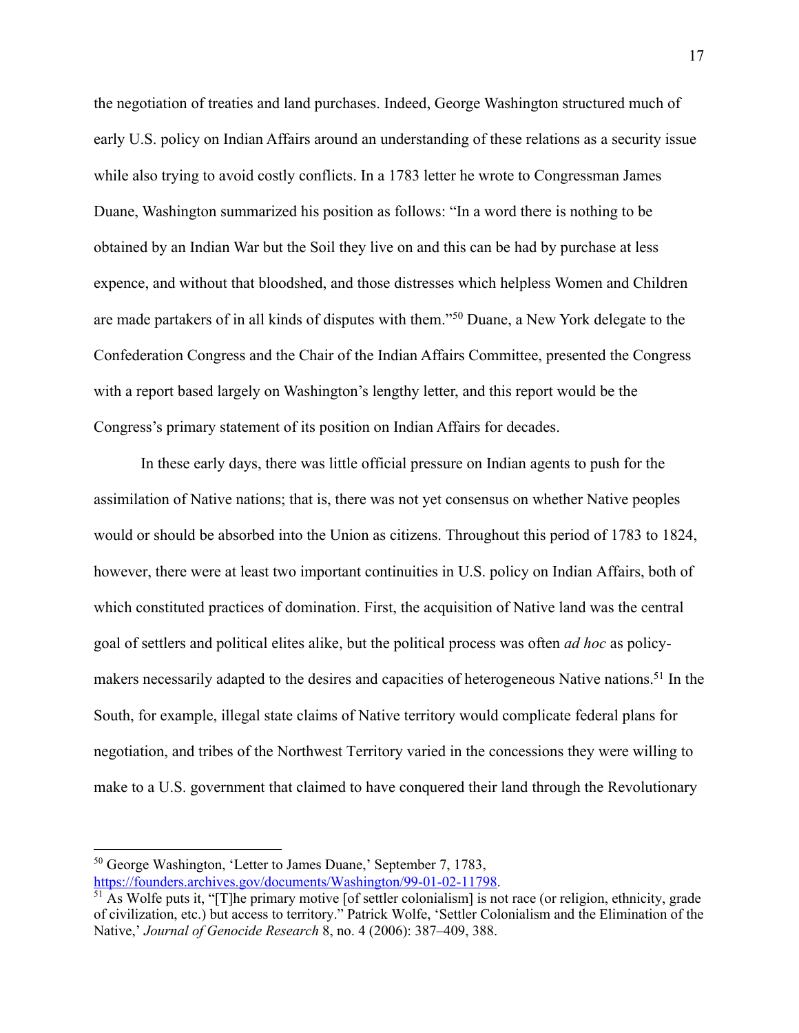the negotiation of treaties and land purchases. Indeed, George Washington structured much of early U.S. policy on Indian Affairs around an understanding of these relations as a security issue while also trying to avoid costly conflicts. In a 1783 letter he wrote to Congressman James Duane, Washington summarized his position as follows: "In a word there is nothing to be obtained by an Indian War but the Soil they live on and this can be had by purchase at less expence, and without that bloodshed, and those distresses which helpless Women and Children are made partakers of in all kinds of disputes with them."[50] Duane, a New York delegate to the Confederation Congress and the Chair of the Indian Affairs Committee, presented the Congress with a report based largely on Washington's lengthy letter, and this report would be the Congress's primary statement of its position on Indian Affairs for decades.

In these early days, there was little official pressure on Indian agents to push for the assimilation of Native nations; that is, there was not yet consensus on whether Native peoples would or should be absorbed into the Union as citizens. Throughout this period of 1783 to 1824, however, there were at least two important continuities in U.S. policy on Indian Affairs, both of which constituted practices of domination. First, the acquisition of Native land was the central goal of settlers and political elites alike, but the political process was often *ad hoc* as policy-makers necessarily adapted to the desires and capacities of heterogeneous Native nations.[51] In the South, for example, illegal state claims of Native territory would complicate federal plans for negotiation, and tribes of the Northwest Territory varied in the concessions they were willing to make to a U.S. government that claimed to have conquered their land through the Revolutionary

---

[50] George Washington, 'Letter to James Duane,' September 7, 1783, https://founders.archives.gov/documents/Washington/99-01-02-11798.

[51] As Wolfe puts it, "[T]he primary motive [of settler colonialism] is not race (or religion, ethnicity, grade of civilization, etc.) but access to territory." Patrick Wolfe, 'Settler Colonialism and the Elimination of the Native,' *Journal of Genocide Research* 8, no. 4 (2006): 387–409, 388.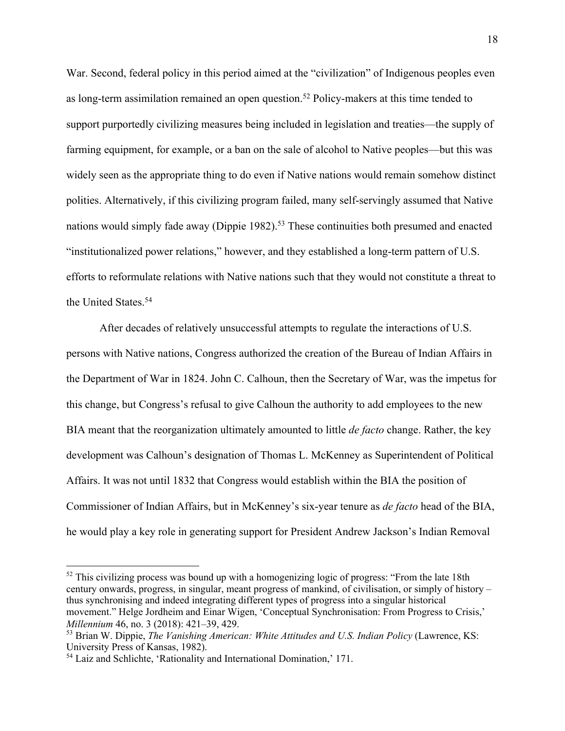War. Second, federal policy in this period aimed at the "civilization" of Indigenous peoples even as long-term assimilation remained an open question.[52] Policy-makers at this time tended to support purportedly civilizing measures being included in legislation and treaties—the supply of farming equipment, for example, or a ban on the sale of alcohol to Native peoples—but this was widely seen as the appropriate thing to do even if Native nations would remain somehow distinct polities. Alternatively, if this civilizing program failed, many self-servingly assumed that Native nations would simply fade away (Dippie 1982).[53] These continuities both presumed and enacted "institutionalized power relations," however, and they established a long-term pattern of U.S. efforts to reformulate relations with Native nations such that they would not constitute a threat to the United States.[54]

After decades of relatively unsuccessful attempts to regulate the interactions of U.S. persons with Native nations, Congress authorized the creation of the Bureau of Indian Affairs in the Department of War in 1824. John C. Calhoun, then the Secretary of War, was the impetus for this change, but Congress's refusal to give Calhoun the authority to add employees to the new BIA meant that the reorganization ultimately amounted to little *de facto* change. Rather, the key development was Calhoun's designation of Thomas L. McKenney as Superintendent of Political Affairs. It was not until 1832 that Congress would establish within the BIA the position of Commissioner of Indian Affairs, but in McKenney's six-year tenure as *de facto* head of the BIA, he would play a key role in generating support for President Andrew Jackson's Indian Removal

---

[52] This civilizing process was bound up with a homogenizing logic of progress: "From the late 18th century onwards, progress, in singular, meant progress of mankind, of civilisation, or simply of history – thus synchronising and indeed integrating different types of progress into a singular historical movement." Helge Jordheim and Einar Wigen, 'Conceptual Synchronisation: From Progress to Crisis,' *Millennium* 46, no. 3 (2018): 421–39, 429.

[53] Brian W. Dippie, *The Vanishing American: White Attitudes and U.S. Indian Policy* (Lawrence, KS: University Press of Kansas, 1982).

[54] Laiz and Schlichte, 'Rationality and International Domination,' 171.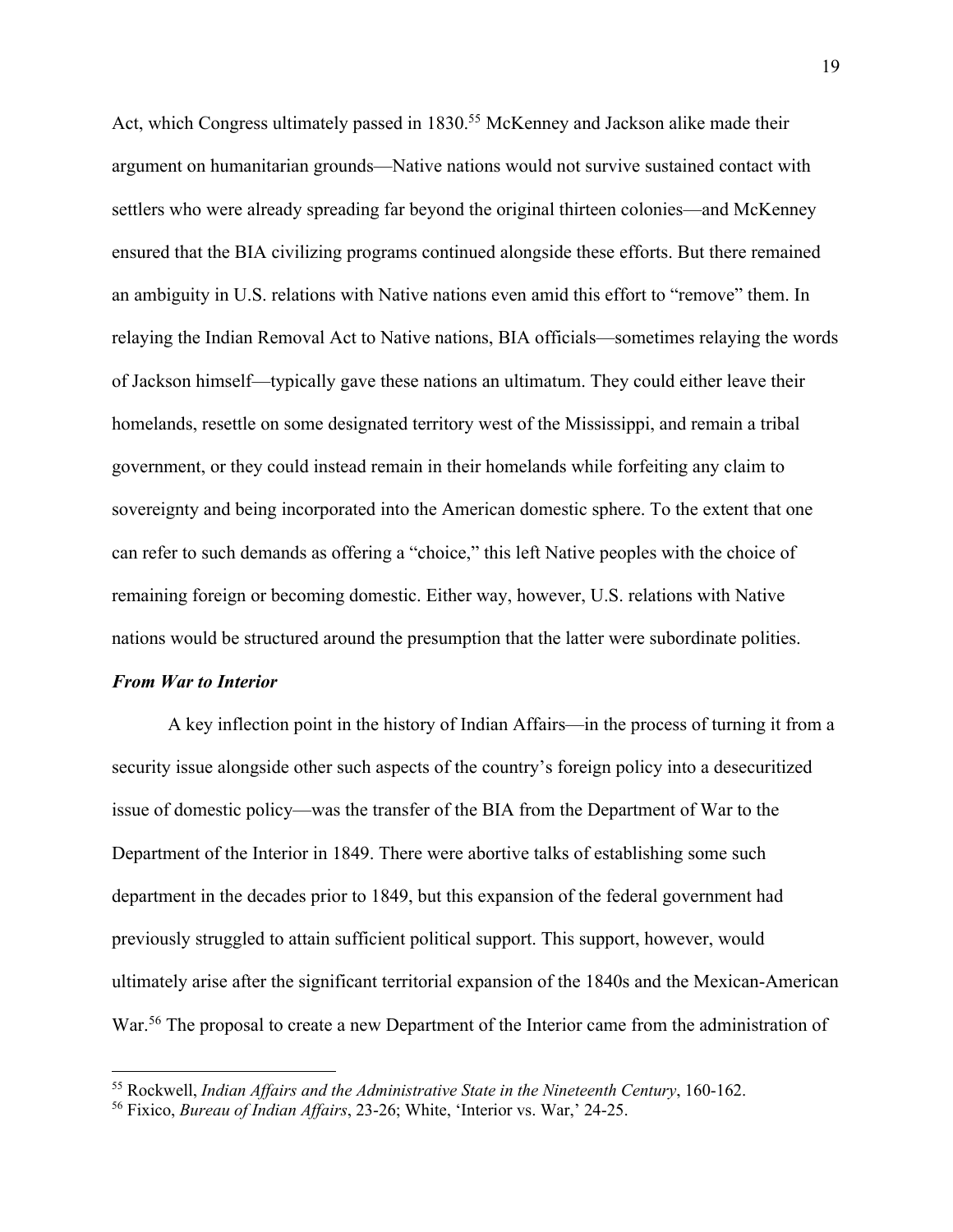Act, which Congress ultimately passed in 1830.[55] McKenney and Jackson alike made their argument on humanitarian grounds—Native nations would not survive sustained contact with settlers who were already spreading far beyond the original thirteen colonies—and McKenney ensured that the BIA civilizing programs continued alongside these efforts. But there remained an ambiguity in U.S. relations with Native nations even amid this effort to "remove" them. In relaying the Indian Removal Act to Native nations, BIA officials—sometimes relaying the words of Jackson himself—typically gave these nations an ultimatum. They could either leave their homelands, resettle on some designated territory west of the Mississippi, and remain a tribal government, or they could instead remain in their homelands while forfeiting any claim to sovereignty and being incorporated into the American domestic sphere. To the extent that one can refer to such demands as offering a "choice," this left Native peoples with the choice of remaining foreign or becoming domestic. Either way, however, U.S. relations with Native nations would be structured around the presumption that the latter were subordinate polities.

***From War to Interior***

A key inflection point in the history of Indian Affairs—in the process of turning it from a security issue alongside other such aspects of the country's foreign policy into a desecuritized issue of domestic policy—was the transfer of the BIA from the Department of War to the Department of the Interior in 1849. There were abortive talks of establishing some such department in the decades prior to 1849, but this expansion of the federal government had previously struggled to attain sufficient political support. This support, however, would ultimately arise after the significant territorial expansion of the 1840s and the Mexican-American War.[56] The proposal to create a new Department of the Interior came from the administration of

---

[55] Rockwell, *Indian Affairs and the Administrative State in the Nineteenth Century*, 160-162.

[56] Fixico, *Bureau of Indian Affairs*, 23-26; White, 'Interior vs. War,' 24-25.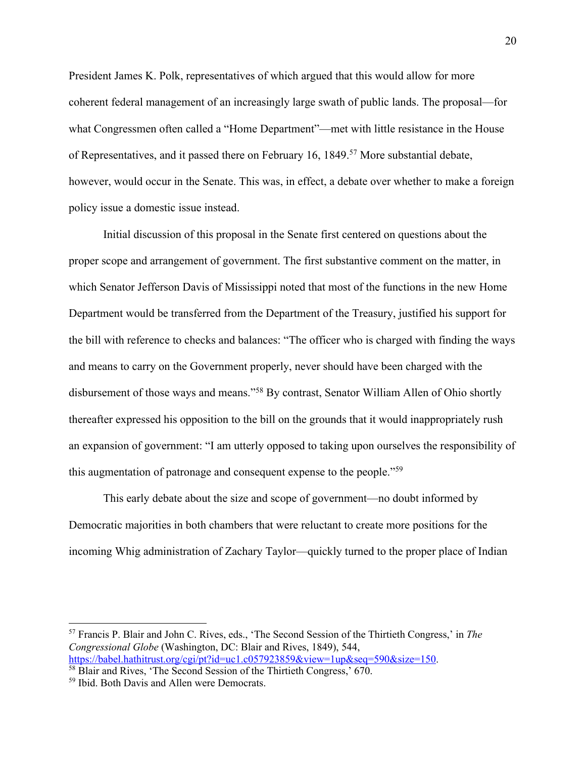President James K. Polk, representatives of which argued that this would allow for more coherent federal management of an increasingly large swath of public lands. The proposal—for what Congressmen often called a "Home Department"—met with little resistance in the House of Representatives, and it passed there on February 16, 1849.[57] More substantial debate, however, would occur in the Senate. This was, in effect, a debate over whether to make a foreign policy issue a domestic issue instead.

Initial discussion of this proposal in the Senate first centered on questions about the proper scope and arrangement of government. The first substantive comment on the matter, in which Senator Jefferson Davis of Mississippi noted that most of the functions in the new Home Department would be transferred from the Department of the Treasury, justified his support for the bill with reference to checks and balances: "The officer who is charged with finding the ways and means to carry on the Government properly, never should have been charged with the disbursement of those ways and means."[58] By contrast, Senator William Allen of Ohio shortly thereafter expressed his opposition to the bill on the grounds that it would inappropriately rush an expansion of government: "I am utterly opposed to taking upon ourselves the responsibility of this augmentation of patronage and consequent expense to the people."[59]

This early debate about the size and scope of government—no doubt informed by Democratic majorities in both chambers that were reluctant to create more positions for the incoming Whig administration of Zachary Taylor—quickly turned to the proper place of Indian

---

[57] Francis P. Blair and John C. Rives, eds., 'The Second Session of the Thirtieth Congress,' in *The Congressional Globe* (Washington, DC: Blair and Rives, 1849), 544, https://babel.hathitrust.org/cgi/pt?id=uc1.c057923859&view=1up&seq=590&size=150.

[58] Blair and Rives, 'The Second Session of the Thirtieth Congress,' 670.

[59] Ibid. Both Davis and Allen were Democrats.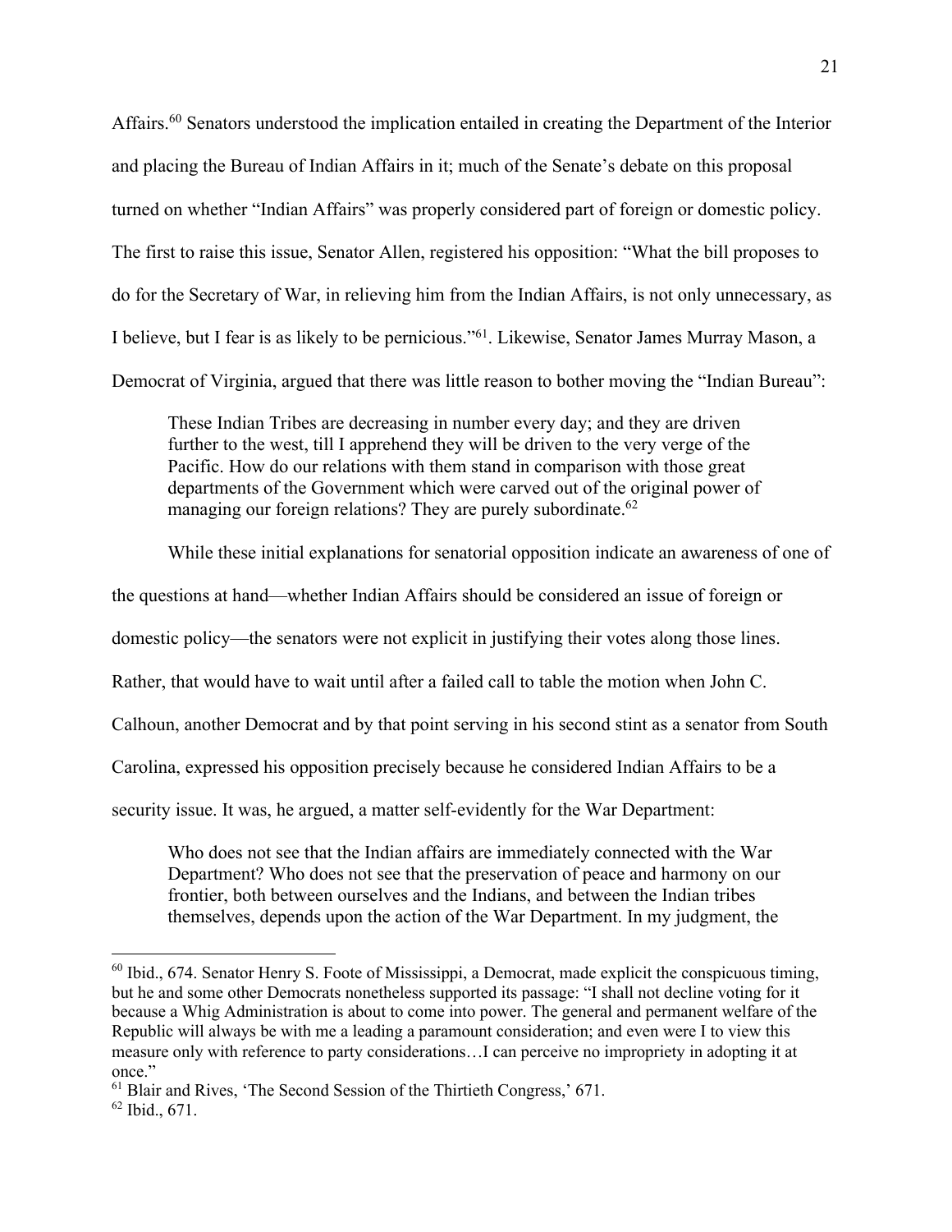Affairs.[60] Senators understood the implication entailed in creating the Department of the Interior and placing the Bureau of Indian Affairs in it; much of the Senate's debate on this proposal turned on whether "Indian Affairs" was properly considered part of foreign or domestic policy. The first to raise this issue, Senator Allen, registered his opposition: "What the bill proposes to do for the Secretary of War, in relieving him from the Indian Affairs, is not only unnecessary, as I believe, but I fear is as likely to be pernicious."[61]. Likewise, Senator James Murray Mason, a Democrat of Virginia, argued that there was little reason to bother moving the "Indian Bureau":

> These Indian Tribes are decreasing in number every day; and they are driven further to the west, till I apprehend they will be driven to the very verge of the Pacific. How do our relations with them stand in comparison with those great departments of the Government which were carved out of the original power of managing our foreign relations? They are purely subordinate.[62]

While these initial explanations for senatorial opposition indicate an awareness of one of the questions at hand—whether Indian Affairs should be considered an issue of foreign or domestic policy—the senators were not explicit in justifying their votes along those lines. Rather, that would have to wait until after a failed call to table the motion when John C. Calhoun, another Democrat and by that point serving in his second stint as a senator from South Carolina, expressed his opposition precisely because he considered Indian Affairs to be a security issue. It was, he argued, a matter self-evidently for the War Department:

> Who does not see that the Indian affairs are immediately connected with the War Department? Who does not see that the preservation of peace and harmony on our frontier, both between ourselves and the Indians, and between the Indian tribes themselves, depends upon the action of the War Department. In my judgment, the

---

[60] Ibid., 674. Senator Henry S. Foote of Mississippi, a Democrat, made explicit the conspicuous timing, but he and some other Democrats nonetheless supported its passage: "I shall not decline voting for it because a Whig Administration is about to come into power. The general and permanent welfare of the Republic will always be with me a leading a paramount consideration; and even were I to view this measure only with reference to party considerations…I can perceive no impropriety in adopting it at once."

[61] Blair and Rives, 'The Second Session of the Thirtieth Congress,' 671.

[62] Ibid., 671.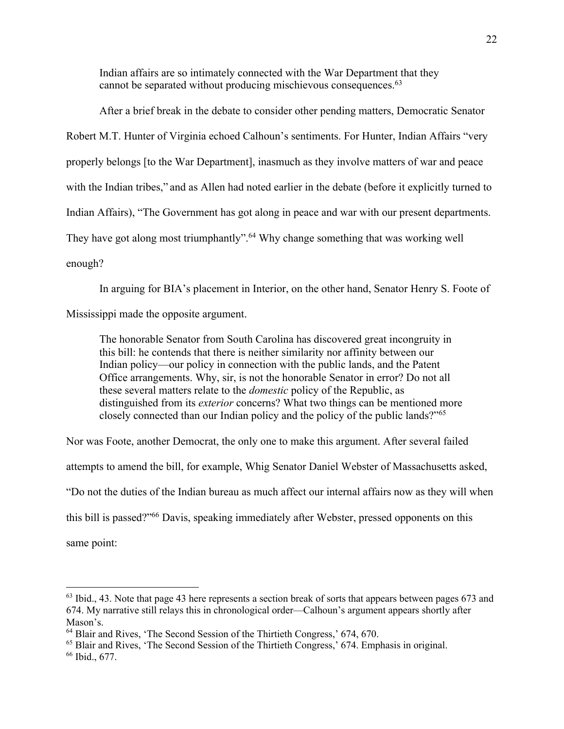> Indian affairs are so intimately connected with the War Department that they cannot be separated without producing mischievous consequences.[63]

After a brief break in the debate to consider other pending matters, Democratic Senator Robert M.T. Hunter of Virginia echoed Calhoun's sentiments. For Hunter, Indian Affairs "very properly belongs [to the War Department], inasmuch as they involve matters of war and peace with the Indian tribes," and as Allen had noted earlier in the debate (before it explicitly turned to Indian Affairs), "The Government has got along in peace and war with our present departments. They have got along most triumphantly".[64] Why change something that was working well enough?

In arguing for BIA's placement in Interior, on the other hand, Senator Henry S. Foote of Mississippi made the opposite argument.

> The honorable Senator from South Carolina has discovered great incongruity in this bill: he contends that there is neither similarity nor affinity between our Indian policy—our policy in connection with the public lands, and the Patent Office arrangements. Why, sir, is not the honorable Senator in error? Do not all these several matters relate to the *domestic* policy of the Republic, as distinguished from its *exterior* concerns? What two things can be mentioned more closely connected than our Indian policy and the policy of the public lands?"[65]

Nor was Foote, another Democrat, the only one to make this argument. After several failed attempts to amend the bill, for example, Whig Senator Daniel Webster of Massachusetts asked, "Do not the duties of the Indian bureau as much affect our internal affairs now as they will when this bill is passed?"[66] Davis, speaking immediately after Webster, pressed opponents on this same point:

---

[63] Ibid., 43. Note that page 43 here represents a section break of sorts that appears between pages 673 and 674. My narrative still relays this in chronological order—Calhoun's argument appears shortly after Mason's.

[64] Blair and Rives, 'The Second Session of the Thirtieth Congress,' 674, 670.

[65] Blair and Rives, 'The Second Session of the Thirtieth Congress,' 674. Emphasis in original.

[66] Ibid., 677.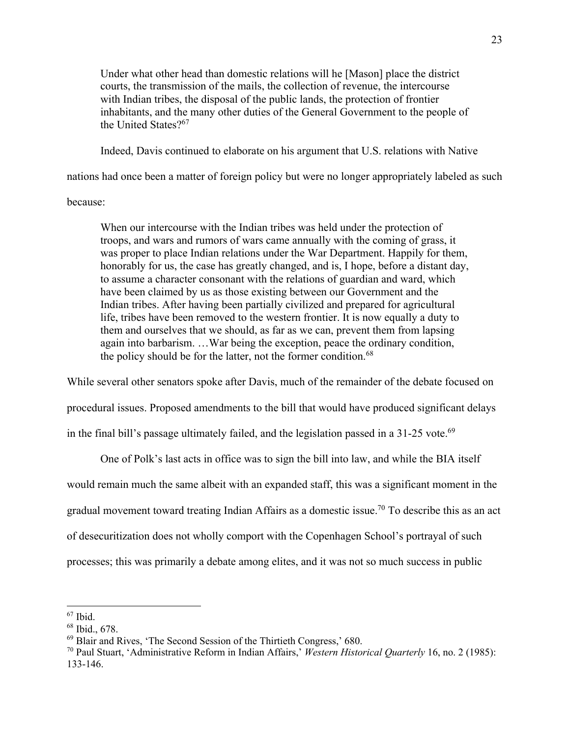> Under what other head than domestic relations will he [Mason] place the district courts, the transmission of the mails, the collection of revenue, the intercourse with Indian tribes, the disposal of the public lands, the protection of frontier inhabitants, and the many other duties of the General Government to the people of the United States?[67]

Indeed, Davis continued to elaborate on his argument that U.S. relations with Native nations had once been a matter of foreign policy but were no longer appropriately labeled as such because:

> When our intercourse with the Indian tribes was held under the protection of troops, and wars and rumors of wars came annually with the coming of grass, it was proper to place Indian relations under the War Department. Happily for them, honorably for us, the case has greatly changed, and is, I hope, before a distant day, to assume a character consonant with the relations of guardian and ward, which have been claimed by us as those existing between our Government and the Indian tribes. After having been partially civilized and prepared for agricultural life, tribes have been removed to the western frontier. It is now equally a duty to them and ourselves that we should, as far as we can, prevent them from lapsing again into barbarism. …War being the exception, peace the ordinary condition, the policy should be for the latter, not the former condition.[68]

While several other senators spoke after Davis, much of the remainder of the debate focused on procedural issues. Proposed amendments to the bill that would have produced significant delays in the final bill's passage ultimately failed, and the legislation passed in a 31-25 vote.[69]

One of Polk's last acts in office was to sign the bill into law, and while the BIA itself would remain much the same albeit with an expanded staff, this was a significant moment in the gradual movement toward treating Indian Affairs as a domestic issue.[70] To describe this as an act of desecuritization does not wholly comport with the Copenhagen School's portrayal of such processes; this was primarily a debate among elites, and it was not so much success in public

---

[67] Ibid.

[68] Ibid., 678.

[69] Blair and Rives, 'The Second Session of the Thirtieth Congress,' 680.

[70] Paul Stuart, 'Administrative Reform in Indian Affairs,' *Western Historical Quarterly* 16, no. 2 (1985): 133-146.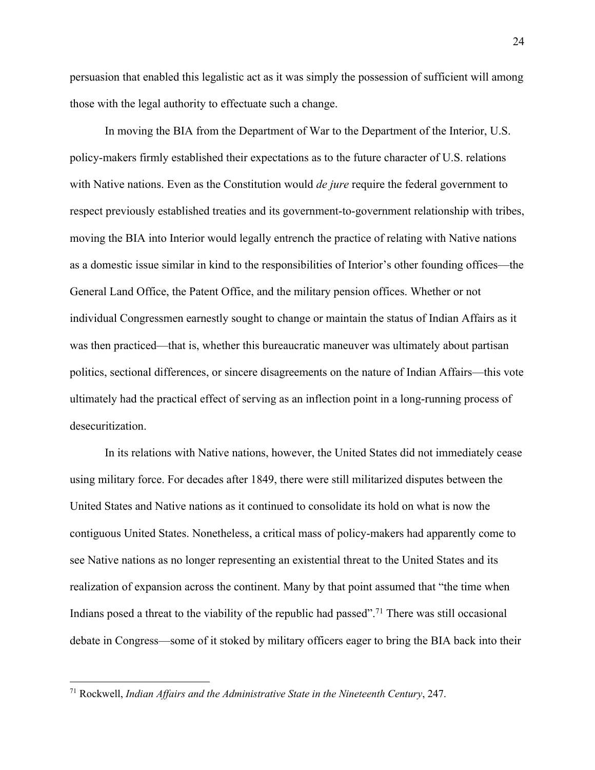persuasion that enabled this legalistic act as it was simply the possession of sufficient will among those with the legal authority to effectuate such a change.

In moving the BIA from the Department of War to the Department of the Interior, U.S. policy-makers firmly established their expectations as to the future character of U.S. relations with Native nations. Even as the Constitution would *de jure* require the federal government to respect previously established treaties and its government-to-government relationship with tribes, moving the BIA into Interior would legally entrench the practice of relating with Native nations as a domestic issue similar in kind to the responsibilities of Interior's other founding offices—the General Land Office, the Patent Office, and the military pension offices. Whether or not individual Congressmen earnestly sought to change or maintain the status of Indian Affairs as it was then practiced—that is, whether this bureaucratic maneuver was ultimately about partisan politics, sectional differences, or sincere disagreements on the nature of Indian Affairs—this vote ultimately had the practical effect of serving as an inflection point in a long-running process of desecuritization.

In its relations with Native nations, however, the United States did not immediately cease using military force. For decades after 1849, there were still militarized disputes between the United States and Native nations as it continued to consolidate its hold on what is now the contiguous United States. Nonetheless, a critical mass of policy-makers had apparently come to see Native nations as no longer representing an existential threat to the United States and its realization of expansion across the continent. Many by that point assumed that "the time when Indians posed a threat to the viability of the republic had passed".[71] There was still occasional debate in Congress—some of it stoked by military officers eager to bring the BIA back into their

[71] Rockwell, *Indian Affairs and the Administrative State in the Nineteenth Century*, 247.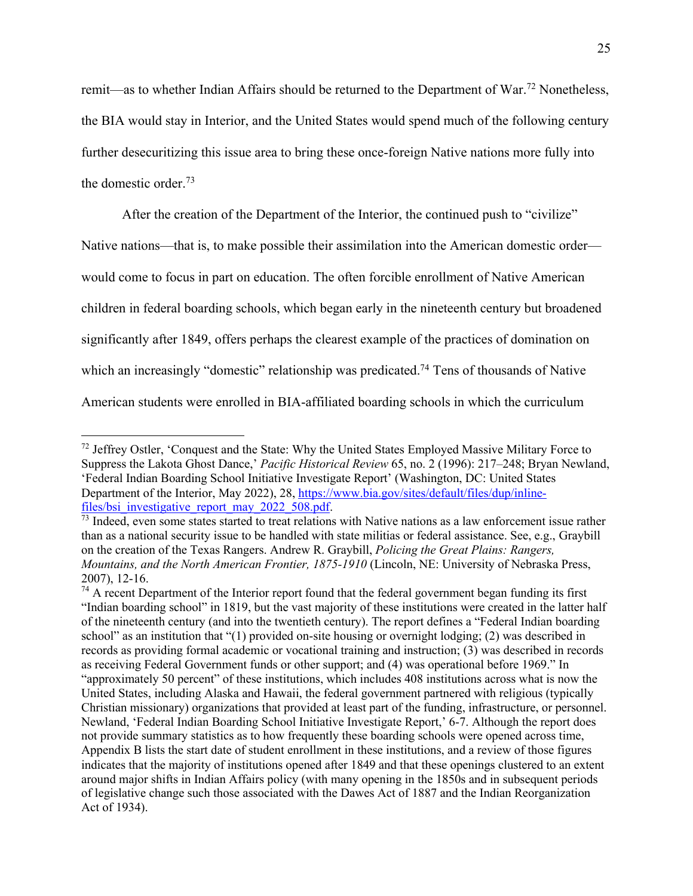remit—as to whether Indian Affairs should be returned to the Department of War.[72] Nonetheless, the BIA would stay in Interior, and the United States would spend much of the following century further desecuritizing this issue area to bring these once-foreign Native nations more fully into the domestic order.[73]

After the creation of the Department of the Interior, the continued push to "civilize" Native nations—that is, to make possible their assimilation into the American domestic order—would come to focus in part on education. The often forcible enrollment of Native American children in federal boarding schools, which began early in the nineteenth century but broadened significantly after 1849, offers perhaps the clearest example of the practices of domination on which an increasingly "domestic" relationship was predicated.[74] Tens of thousands of Native American students were enrolled in BIA-affiliated boarding schools in which the curriculum

---

[72] Jeffrey Ostler, 'Conquest and the State: Why the United States Employed Massive Military Force to Suppress the Lakota Ghost Dance,' *Pacific Historical Review* 65, no. 2 (1996): 217–248; Bryan Newland, 'Federal Indian Boarding School Initiative Investigate Report' (Washington, DC: United States Department of the Interior, May 2022), 28, https://www.bia.gov/sites/default/files/dup/inline-files/bsi_investigative_report_may_2022_508.pdf.

[73] Indeed, even some states started to treat relations with Native nations as a law enforcement issue rather than as a national security issue to be handled with state militias or federal assistance. See, e.g., Graybill on the creation of the Texas Rangers. Andrew R. Graybill, *Policing the Great Plains: Rangers, Mountains, and the North American Frontier, 1875-1910* (Lincoln, NE: University of Nebraska Press, 2007), 12-16.

[74] A recent Department of the Interior report found that the federal government began funding its first "Indian boarding school" in 1819, but the vast majority of these institutions were created in the latter half of the nineteenth century (and into the twentieth century). The report defines a "Federal Indian boarding school" as an institution that "(1) provided on-site housing or overnight lodging; (2) was described in records as providing formal academic or vocational training and instruction; (3) was described in records as receiving Federal Government funds or other support; and (4) was operational before 1969." In "approximately 50 percent" of these institutions, which includes 408 institutions across what is now the United States, including Alaska and Hawaii, the federal government partnered with religious (typically Christian missionary) organizations that provided at least part of the funding, infrastructure, or personnel. Newland, 'Federal Indian Boarding School Initiative Investigate Report,' 6-7. Although the report does not provide summary statistics as to how frequently these boarding schools were opened across time, Appendix B lists the start date of student enrollment in these institutions, and a review of those figures indicates that the majority of institutions opened after 1849 and that these openings clustered to an extent around major shifts in Indian Affairs policy (with many opening in the 1850s and in subsequent periods of legislative change such those associated with the Dawes Act of 1887 and the Indian Reorganization Act of 1934).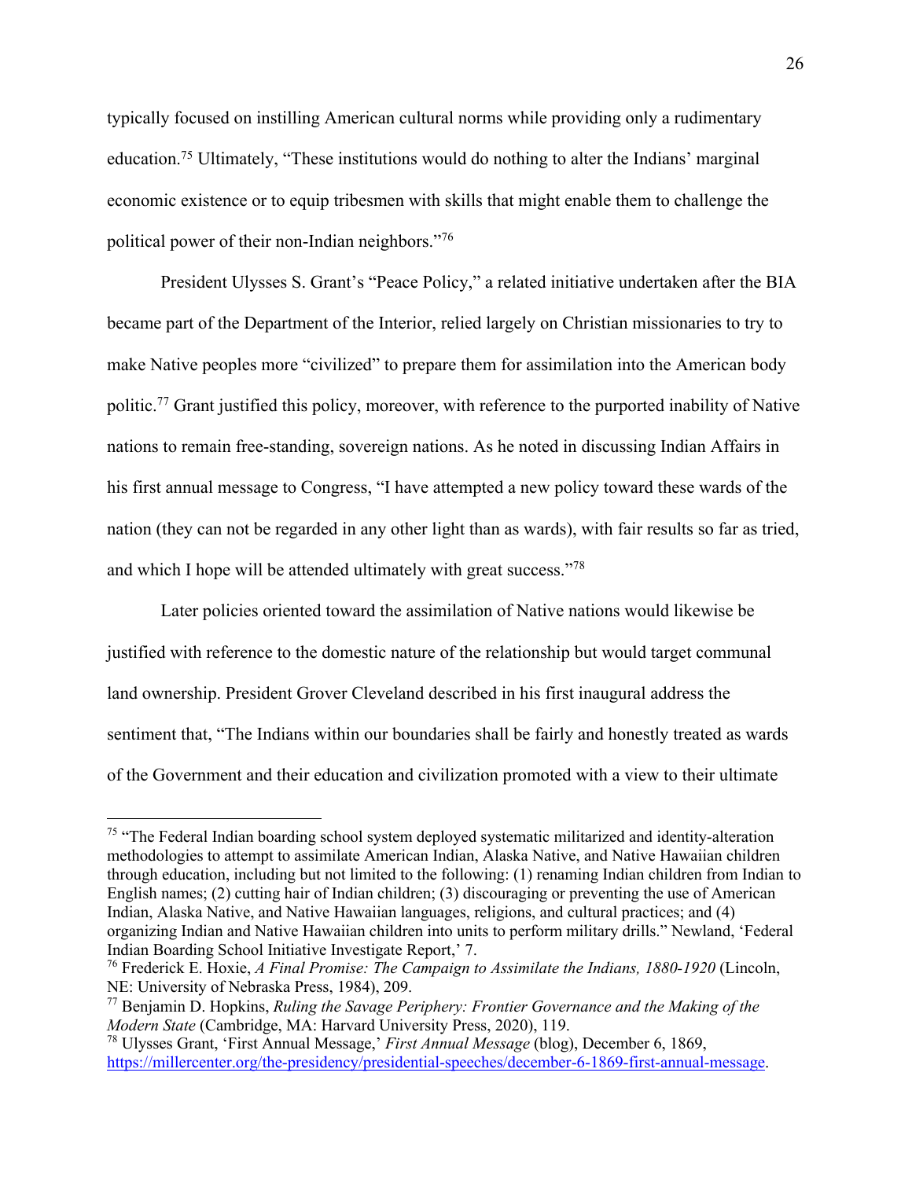typically focused on instilling American cultural norms while providing only a rudimentary education.[75] Ultimately, "These institutions would do nothing to alter the Indians' marginal economic existence or to equip tribesmen with skills that might enable them to challenge the political power of their non-Indian neighbors."[76]

President Ulysses S. Grant's "Peace Policy," a related initiative undertaken after the BIA became part of the Department of the Interior, relied largely on Christian missionaries to try to make Native peoples more "civilized" to prepare them for assimilation into the American body politic.[77] Grant justified this policy, moreover, with reference to the purported inability of Native nations to remain free-standing, sovereign nations. As he noted in discussing Indian Affairs in his first annual message to Congress, "I have attempted a new policy toward these wards of the nation (they can not be regarded in any other light than as wards), with fair results so far as tried, and which I hope will be attended ultimately with great success."[78]

Later policies oriented toward the assimilation of Native nations would likewise be justified with reference to the domestic nature of the relationship but would target communal land ownership. President Grover Cleveland described in his first inaugural address the sentiment that, "The Indians within our boundaries shall be fairly and honestly treated as wards of the Government and their education and civilization promoted with a view to their ultimate

---

[75] "The Federal Indian boarding school system deployed systematic militarized and identity-alteration methodologies to attempt to assimilate American Indian, Alaska Native, and Native Hawaiian children through education, including but not limited to the following: (1) renaming Indian children from Indian to English names; (2) cutting hair of Indian children; (3) discouraging or preventing the use of American Indian, Alaska Native, and Native Hawaiian languages, religions, and cultural practices; and (4) organizing Indian and Native Hawaiian children into units to perform military drills." Newland, 'Federal Indian Boarding School Initiative Investigate Report,' 7.

[76] Frederick E. Hoxie, *A Final Promise: The Campaign to Assimilate the Indians, 1880-1920* (Lincoln, NE: University of Nebraska Press, 1984), 209.

[77] Benjamin D. Hopkins, *Ruling the Savage Periphery: Frontier Governance and the Making of the Modern State* (Cambridge, MA: Harvard University Press, 2020), 119.

[78] Ulysses Grant, 'First Annual Message,' *First Annual Message* (blog), December 6, 1869, https://millercenter.org/the-presidency/presidential-speeches/december-6-1869-first-annual-message.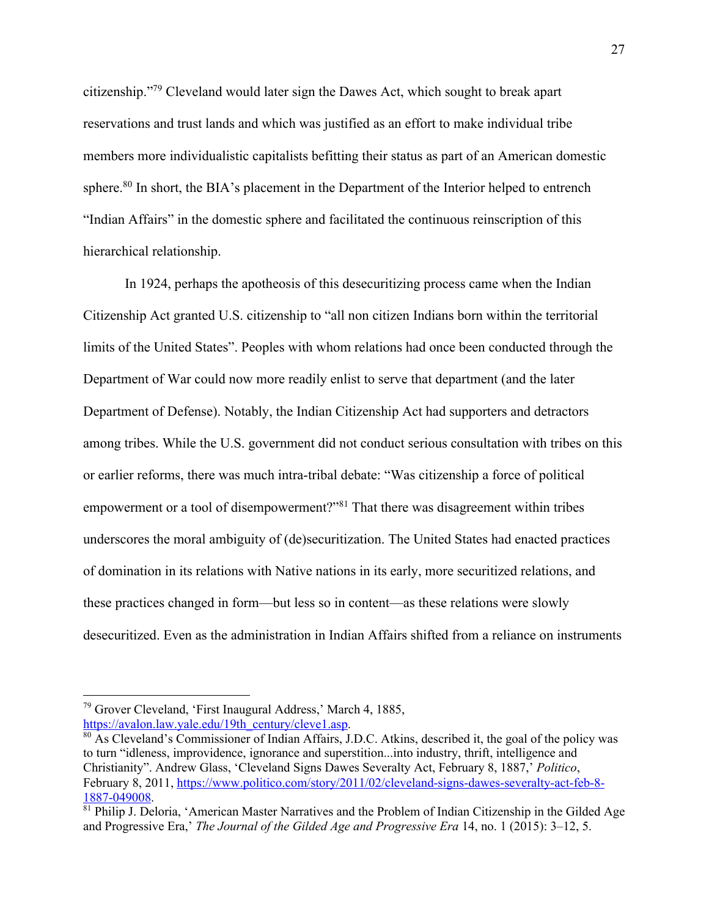citizenship."[79] Cleveland would later sign the Dawes Act, which sought to break apart reservations and trust lands and which was justified as an effort to make individual tribe members more individualistic capitalists befitting their status as part of an American domestic sphere.[80] In short, the BIA's placement in the Department of the Interior helped to entrench "Indian Affairs" in the domestic sphere and facilitated the continuous reinscription of this hierarchical relationship.

In 1924, perhaps the apotheosis of this desecuritizing process came when the Indian Citizenship Act granted U.S. citizenship to "all non citizen Indians born within the territorial limits of the United States". Peoples with whom relations had once been conducted through the Department of War could now more readily enlist to serve that department (and the later Department of Defense). Notably, the Indian Citizenship Act had supporters and detractors among tribes. While the U.S. government did not conduct serious consultation with tribes on this or earlier reforms, there was much intra-tribal debate: "Was citizenship a force of political empowerment or a tool of disempowerment?"[81] That there was disagreement within tribes underscores the moral ambiguity of (de)securitization. The United States had enacted practices of domination in its relations with Native nations in its early, more securitized relations, and these practices changed in form—but less so in content—as these relations were slowly desecuritized. Even as the administration in Indian Affairs shifted from a reliance on instruments

---

[79] Grover Cleveland, 'First Inaugural Address,' March 4, 1885, https://avalon.law.yale.edu/19th_century/cleve1.asp.

[80] As Cleveland's Commissioner of Indian Affairs, J.D.C. Atkins, described it, the goal of the policy was to turn "idleness, improvidence, ignorance and superstition...into industry, thrift, intelligence and Christianity". Andrew Glass, 'Cleveland Signs Dawes Severalty Act, February 8, 1887,' *Politico*, February 8, 2011, https://www.politico.com/story/2011/02/cleveland-signs-dawes-severalty-act-feb-8-1887-049008.

[81] Philip J. Deloria, 'American Master Narratives and the Problem of Indian Citizenship in the Gilded Age and Progressive Era,' *The Journal of the Gilded Age and Progressive Era* 14, no. 1 (2015): 3–12, 5.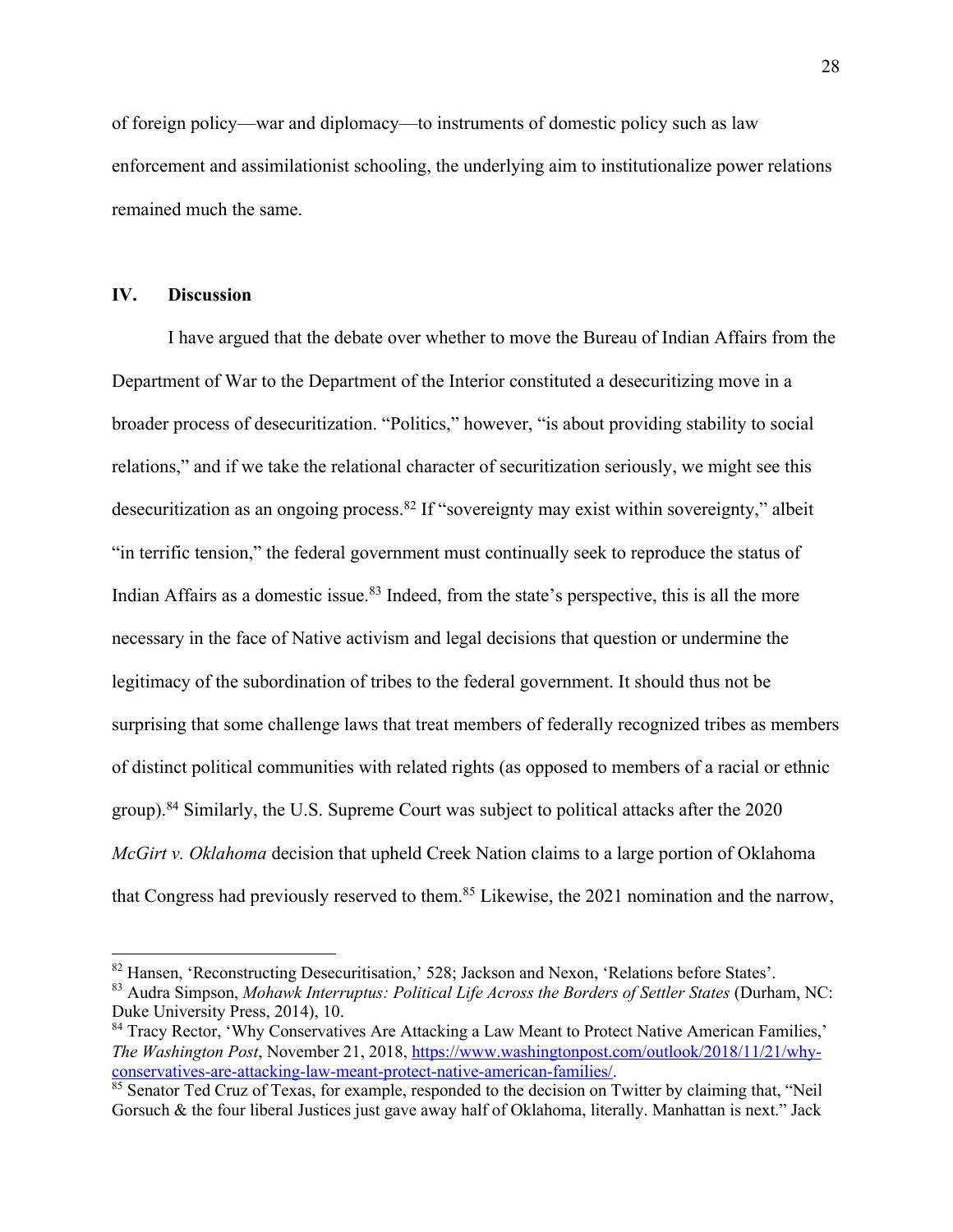of foreign policy—war and diplomacy—to instruments of domestic policy such as law enforcement and assimilationist schooling, the underlying aim to institutionalize power relations remained much the same.

## IV. Discussion

I have argued that the debate over whether to move the Bureau of Indian Affairs from the Department of War to the Department of the Interior constituted a desecuritizing move in a broader process of desecuritization. "Politics," however, "is about providing stability to social relations," and if we take the relational character of securitization seriously, we might see this desecuritization as an ongoing process.[82] If "sovereignty may exist within sovereignty," albeit "in terrific tension," the federal government must continually seek to reproduce the status of Indian Affairs as a domestic issue.[83] Indeed, from the state's perspective, this is all the more necessary in the face of Native activism and legal decisions that question or undermine the legitimacy of the subordination of tribes to the federal government. It should thus not be surprising that some challenge laws that treat members of federally recognized tribes as members of distinct political communities with related rights (as opposed to members of a racial or ethnic group).[84] Similarly, the U.S. Supreme Court was subject to political attacks after the 2020 *McGirt v. Oklahoma* decision that upheld Creek Nation claims to a large portion of Oklahoma that Congress had previously reserved to them.[85] Likewise, the 2021 nomination and the narrow,

---

[82] Hansen, 'Reconstructing Desecuritisation,' 528; Jackson and Nexon, 'Relations before States'.

[83] Audra Simpson, *Mohawk Interruptus: Political Life Across the Borders of Settler States* (Durham, NC: Duke University Press, 2014), 10.

[84] Tracy Rector, 'Why Conservatives Are Attacking a Law Meant to Protect Native American Families,' *The Washington Post*, November 21, 2018, https://www.washingtonpost.com/outlook/2018/11/21/why-conservatives-are-attacking-law-meant-protect-native-american-families/.

[85] Senator Ted Cruz of Texas, for example, responded to the decision on Twitter by claiming that, "Neil Gorsuch & the four liberal Justices just gave away half of Oklahoma, literally. Manhattan is next." Jack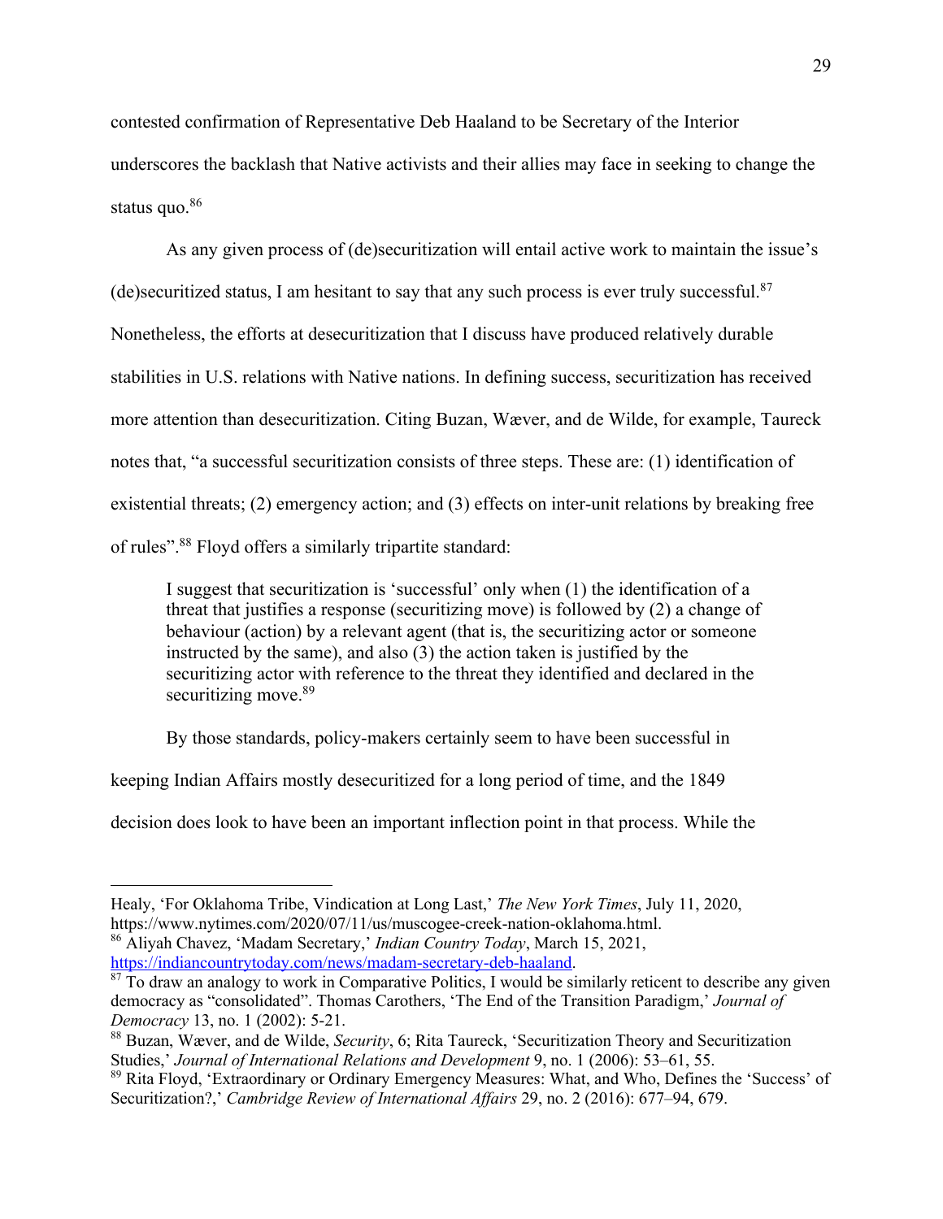contested confirmation of Representative Deb Haaland to be Secretary of the Interior underscores the backlash that Native activists and their allies may face in seeking to change the status quo.[86]

As any given process of (de)securitization will entail active work to maintain the issue's (de)securitized status, I am hesitant to say that any such process is ever truly successful.[87] Nonetheless, the efforts at desecuritization that I discuss have produced relatively durable stabilities in U.S. relations with Native nations. In defining success, securitization has received more attention than desecuritization. Citing Buzan, Wæver, and de Wilde, for example, Taureck notes that, "a successful securitization consists of three steps. These are: (1) identification of existential threats; (2) emergency action; and (3) effects on inter-unit relations by breaking free of rules".[88] Floyd offers a similarly tripartite standard:

> I suggest that securitization is 'successful' only when (1) the identification of a threat that justifies a response (securitizing move) is followed by (2) a change of behaviour (action) by a relevant agent (that is, the securitizing actor or someone instructed by the same), and also (3) the action taken is justified by the securitizing actor with reference to the threat they identified and declared in the securitizing move.[89]

By those standards, policy-makers certainly seem to have been successful in keeping Indian Affairs mostly desecuritized for a long period of time, and the 1849 decision does look to have been an important inflection point in that process. While the

---

Healy, 'For Oklahoma Tribe, Vindication at Long Last,' *The New York Times*, July 11, 2020, https://www.nytimes.com/2020/07/11/us/muscogee-creek-nation-oklahoma.html.

[86] Aliyah Chavez, 'Madam Secretary,' *Indian Country Today*, March 15, 2021, https://indiancountrytoday.com/news/madam-secretary-deb-haaland.

[87] To draw an analogy to work in Comparative Politics, I would be similarly reticent to describe any given democracy as "consolidated". Thomas Carothers, 'The End of the Transition Paradigm,' *Journal of Democracy* 13, no. 1 (2002): 5-21.

[88] Buzan, Wæver, and de Wilde, *Security*, 6; Rita Taureck, 'Securitization Theory and Securitization Studies,' *Journal of International Relations and Development* 9, no. 1 (2006): 53–61, 55.

[89] Rita Floyd, 'Extraordinary or Ordinary Emergency Measures: What, and Who, Defines the 'Success' of Securitization?,' *Cambridge Review of International Affairs* 29, no. 2 (2016): 677–94, 679.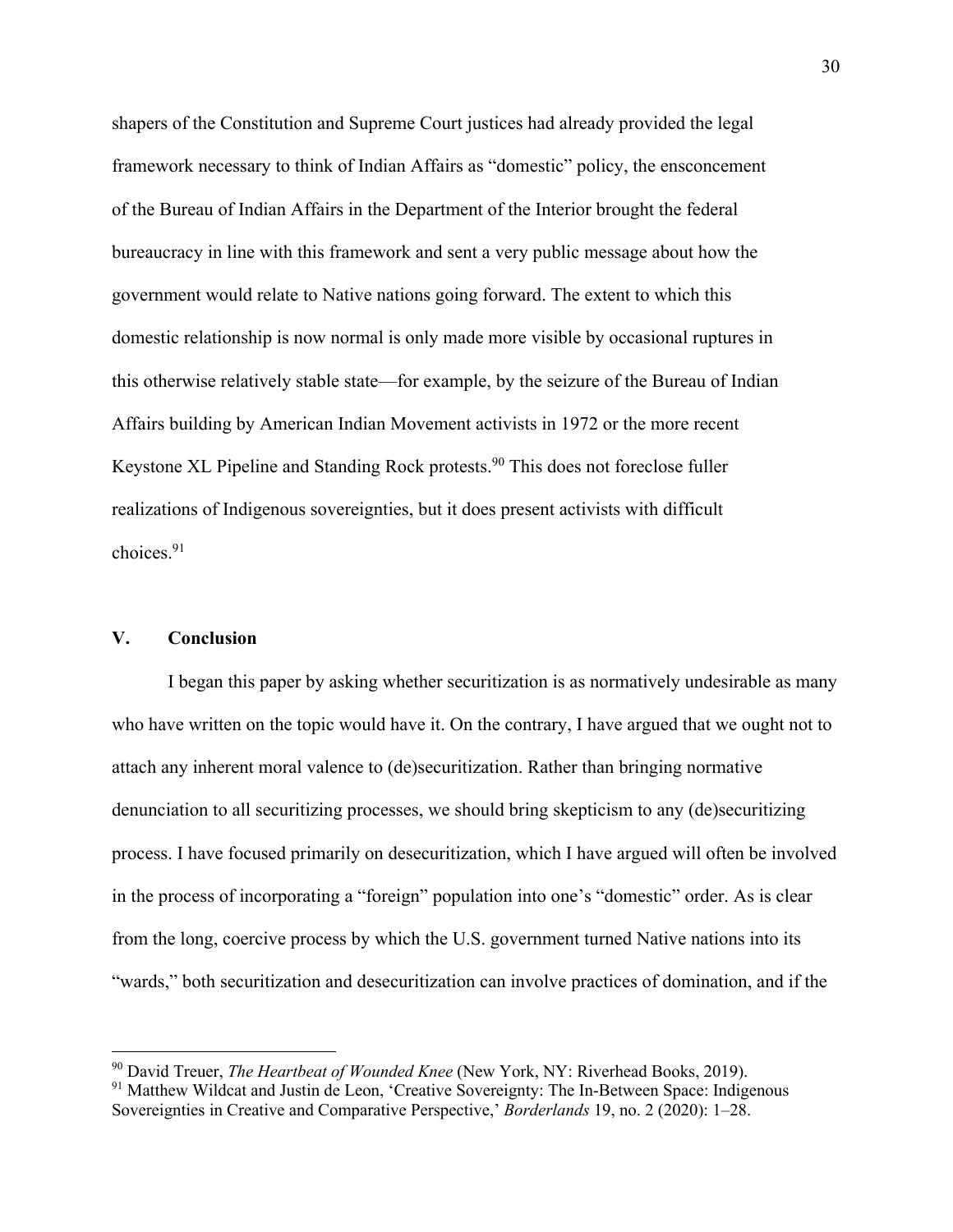shapers of the Constitution and Supreme Court justices had already provided the legal framework necessary to think of Indian Affairs as "domestic" policy, the ensconcement of the Bureau of Indian Affairs in the Department of the Interior brought the federal bureaucracy in line with this framework and sent a very public message about how the government would relate to Native nations going forward. The extent to which this domestic relationship is now normal is only made more visible by occasional ruptures in this otherwise relatively stable state—for example, by the seizure of the Bureau of Indian Affairs building by American Indian Movement activists in 1972 or the more recent Keystone XL Pipeline and Standing Rock protests.[90] This does not foreclose fuller realizations of Indigenous sovereignties, but it does present activists with difficult choices.[91]

## V. Conclusion

I began this paper by asking whether securitization is as normatively undesirable as many who have written on the topic would have it. On the contrary, I have argued that we ought not to attach any inherent moral valence to (de)securitization. Rather than bringing normative denunciation to all securitizing processes, we should bring skepticism to any (de)securitizing process. I have focused primarily on desecuritization, which I have argued will often be involved in the process of incorporating a "foreign" population into one's "domestic" order. As is clear from the long, coercive process by which the U.S. government turned Native nations into its "wards," both securitization and desecuritization can involve practices of domination, and if the

---

[90] David Treuer, *The Heartbeat of Wounded Knee* (New York, NY: Riverhead Books, 2019).

[91] Matthew Wildcat and Justin de Leon, 'Creative Sovereignty: The In-Between Space: Indigenous Sovereignties in Creative and Comparative Perspective,' *Borderlands* 19, no. 2 (2020): 1–28.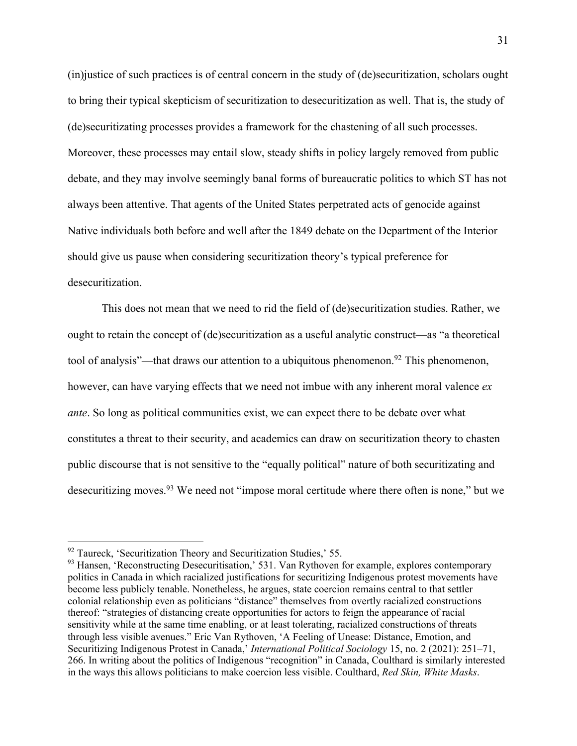(in)justice of such practices is of central concern in the study of (de)securitization, scholars ought to bring their typical skepticism of securitization to desecuritization as well. That is, the study of (de)securitizating processes provides a framework for the chastening of all such processes. Moreover, these processes may entail slow, steady shifts in policy largely removed from public debate, and they may involve seemingly banal forms of bureaucratic politics to which ST has not always been attentive. That agents of the United States perpetrated acts of genocide against Native individuals both before and well after the 1849 debate on the Department of the Interior should give us pause when considering securitization theory's typical preference for desecuritization.

This does not mean that we need to rid the field of (de)securitization studies. Rather, we ought to retain the concept of (de)securitization as a useful analytic construct—as "a theoretical tool of analysis"—that draws our attention to a ubiquitous phenomenon.[92] This phenomenon, however, can have varying effects that we need not imbue with any inherent moral valence *ex ante*. So long as political communities exist, we can expect there to be debate over what constitutes a threat to their security, and academics can draw on securitization theory to chasten public discourse that is not sensitive to the "equally political" nature of both securitizating and desecuritizing moves.[93] We need not "impose moral certitude where there often is none," but we

---

[92] Taureck, 'Securitization Theory and Securitization Studies,' 55.

[93] Hansen, 'Reconstructing Desecuritisation,' 531. Van Rythoven for example, explores contemporary politics in Canada in which racialized justifications for securitizing Indigenous protest movements have become less publicly tenable. Nonetheless, he argues, state coercion remains central to that settler colonial relationship even as politicians "distance" themselves from overtly racialized constructions thereof: "strategies of distancing create opportunities for actors to feign the appearance of racial sensitivity while at the same time enabling, or at least tolerating, racialized constructions of threats through less visible avenues." Eric Van Rythoven, 'A Feeling of Unease: Distance, Emotion, and Securitizing Indigenous Protest in Canada,' *International Political Sociology* 15, no. 2 (2021): 251–71, 266. In writing about the politics of Indigenous "recognition" in Canada, Coulthard is similarly interested in the ways this allows politicians to make coercion less visible. Coulthard, *Red Skin, White Masks*.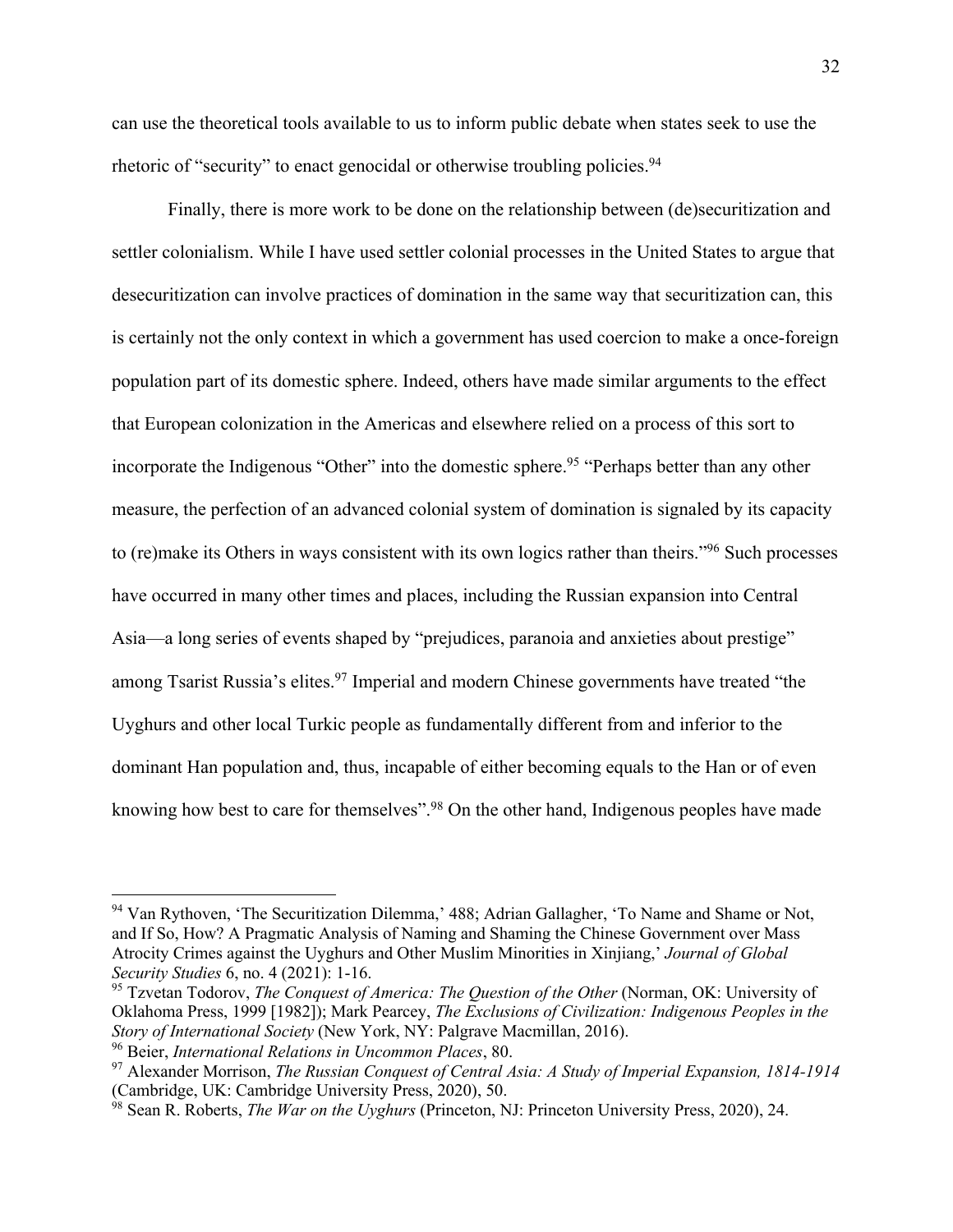can use the theoretical tools available to us to inform public debate when states seek to use the rhetoric of "security" to enact genocidal or otherwise troubling policies.[94]

Finally, there is more work to be done on the relationship between (de)securitization and settler colonialism. While I have used settler colonial processes in the United States to argue that desecuritization can involve practices of domination in the same way that securitization can, this is certainly not the only context in which a government has used coercion to make a once-foreign population part of its domestic sphere. Indeed, others have made similar arguments to the effect that European colonization in the Americas and elsewhere relied on a process of this sort to incorporate the Indigenous "Other" into the domestic sphere.[95] "Perhaps better than any other measure, the perfection of an advanced colonial system of domination is signaled by its capacity to (re)make its Others in ways consistent with its own logics rather than theirs."[96] Such processes have occurred in many other times and places, including the Russian expansion into Central Asia—a long series of events shaped by "prejudices, paranoia and anxieties about prestige" among Tsarist Russia's elites.[97] Imperial and modern Chinese governments have treated "the Uyghurs and other local Turkic people as fundamentally different from and inferior to the dominant Han population and, thus, incapable of either becoming equals to the Han or of even knowing how best to care for themselves".[98] On the other hand, Indigenous peoples have made

---

[94] Van Rythoven, 'The Securitization Dilemma,' 488; Adrian Gallagher, 'To Name and Shame or Not, and If So, How? A Pragmatic Analysis of Naming and Shaming the Chinese Government over Mass Atrocity Crimes against the Uyghurs and Other Muslim Minorities in Xinjiang,' *Journal of Global Security Studies* 6, no. 4 (2021): 1-16.

[95] Tzvetan Todorov, *The Conquest of America: The Question of the Other* (Norman, OK: University of Oklahoma Press, 1999 [1982]); Mark Pearcey, *The Exclusions of Civilization: Indigenous Peoples in the Story of International Society* (New York, NY: Palgrave Macmillan, 2016).

[96] Beier, *International Relations in Uncommon Places*, 80.

[97] Alexander Morrison, *The Russian Conquest of Central Asia: A Study of Imperial Expansion, 1814-1914* (Cambridge, UK: Cambridge University Press, 2020), 50.

[98] Sean R. Roberts, *The War on the Uyghurs* (Princeton, NJ: Princeton University Press, 2020), 24.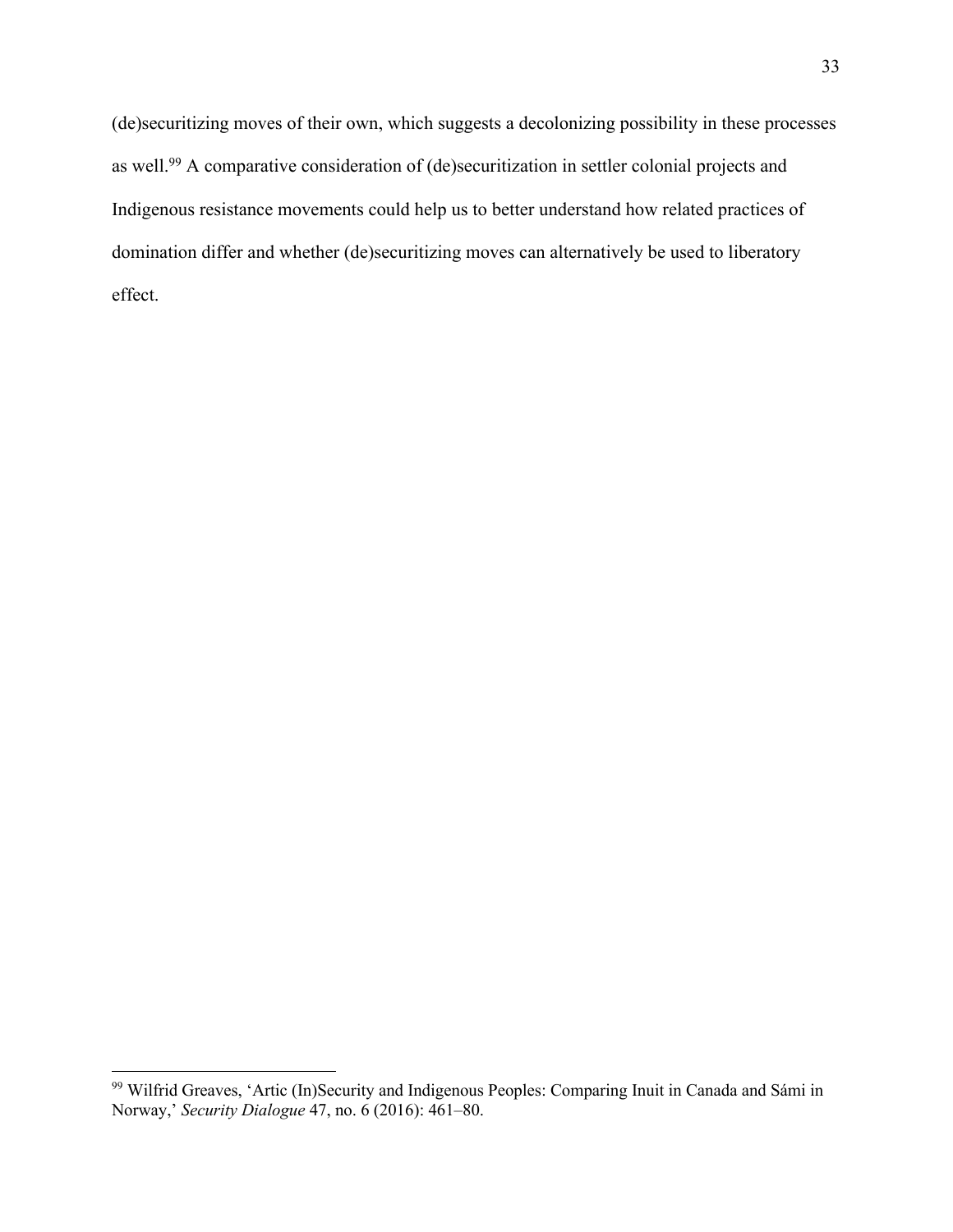(de)securitizing moves of their own, which suggests a decolonizing possibility in these processes as well.[99] A comparative consideration of (de)securitization in settler colonial projects and Indigenous resistance movements could help us to better understand how related practices of domination differ and whether (de)securitizing moves can alternatively be used to liberatory effect.

---

[99] Wilfrid Greaves, 'Artic (In)Security and Indigenous Peoples: Comparing Inuit in Canada and Sámi in Norway,' *Security Dialogue* 47, no. 6 (2016): 461–80.